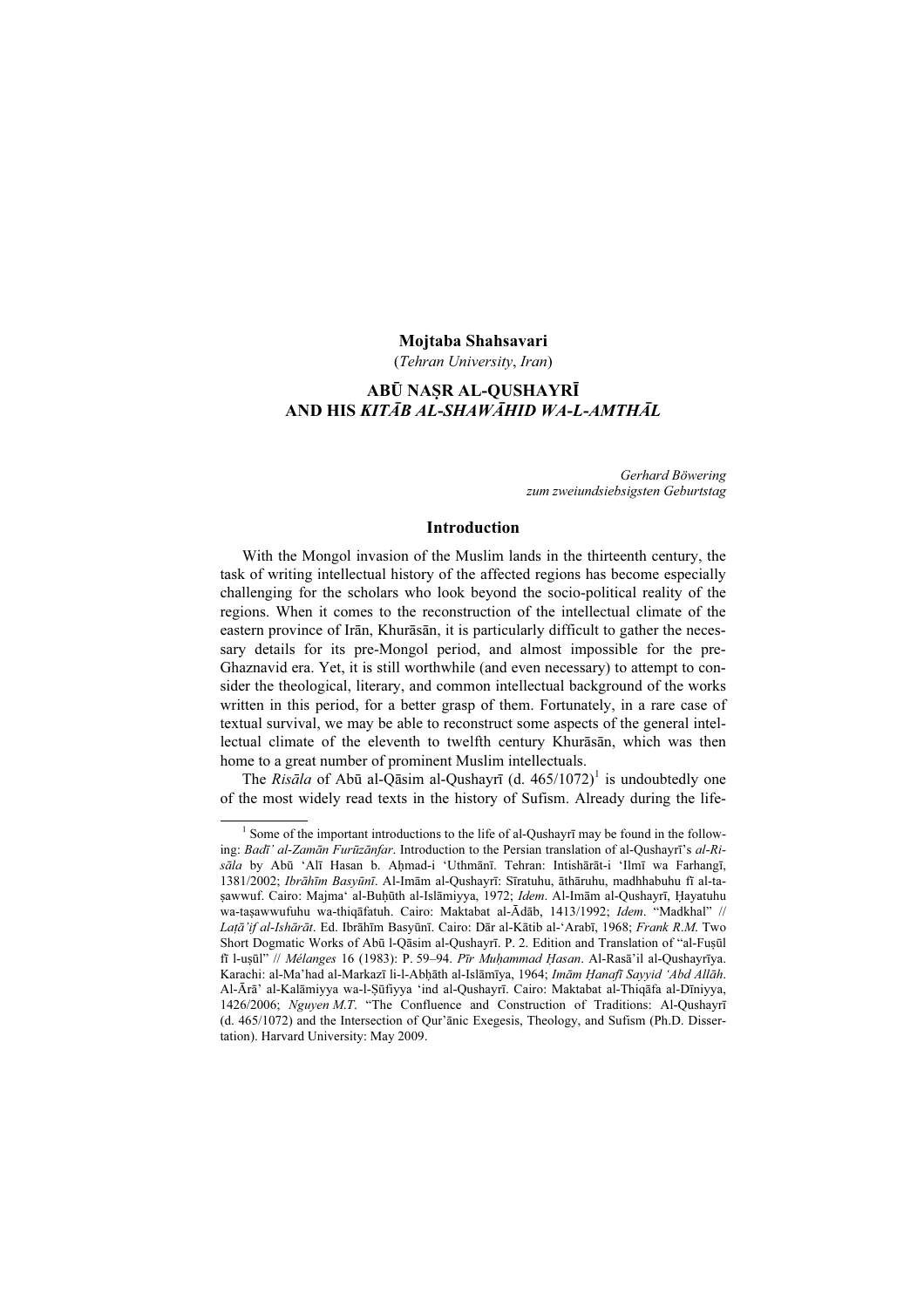**Mojtaba Shahsavari**

(*Tehran University*, *Iran*)

# ABŪ NAṢR AL-QUSHAYRĪ AND HIS *KITĀB AL-SHAWĀHID WA-L-AMTHĀL*

*Gerhard Böwering*
*zum zweiundsiebsigsten Geburtstag*

## Introduction

With the Mongol invasion of the Muslim lands in the thirteenth century, the task of writing intellectual history of the affected regions has become especially challenging for the scholars who look beyond the socio-political reality of the regions. When it comes to the reconstruction of the intellectual climate of the eastern province of Irān, Khurāsān, it is particularly difficult to gather the necessary details for its pre-Mongol period, and almost impossible for the pre-Ghaznavid era. Yet, it is still worthwhile (and even necessary) to attempt to consider the theological, literary, and common intellectual background of the works written in this period, for a better grasp of them. Fortunately, in a rare case of textual survival, we may be able to reconstruct some aspects of the general intellectual climate of the eleventh to twelfth century Khurāsān, which was then home to a great number of prominent Muslim intellectuals.

The *Risāla* of Abū al-Qāsim al-Qushayrī (d. 465/1072)[1] is undoubtedly one of the most widely read texts in the history of Sufism. Already during the life-

---

[1] Some of the important introductions to the life of al-Qushayrī may be found in the following: *Badī' al-Zamān Furūzānfar*. Introduction to the Persian translation of al-Qushayrī's *al-Risāla* by Abū 'Alī Hasan b. Aḥmad-i 'Uthmānī. Tehran: Intishārāt-i 'Ilmī wa Farhangī, 1381/2002; *Ibrāhīm Basyūnī*. Al-Imām al-Qushayrī: Sīratuhu, āthāruhu, madhhabuhu fī al-taṣawwuf. Cairo: Majma' al-Buḥūth al-Islāmiyya, 1972; *Idem*. Al-Imām al-Qushayrī, Ḥayatuhu wa-taṣawwufuhu wa-thiqāfatuh. Cairo: Maktabat al-Ādāb, 1413/1992; *Idem*. "Madkhal" // *Laṭā'if al-Ishārāt*. Ed. Ibrāhīm Basyūnī. Cairo: Dār al-Kātib al-'Arabī, 1968; *Frank R.M.* Two Short Dogmatic Works of Abū l-Qāsim al-Qushayrī. P. 2. Edition and Translation of "al-Fuṣūl fī l-uṣūl" // *Mélanges* 16 (1983): P. 59–94. *Pīr Muḥammad Ḥasan*. Al-Rasā'il al-Qushayrīya. Karachi: al-Ma'had al-Markazī li-l-Abḥāth al-Islāmīya, 1964; *Imām Ḥanafī Sayyid 'Abd Allāh*. Al-Ārā' al-Kalāmiyya wa-l-Ṣūfiyya 'ind al-Qushayrī. Cairo: Maktabat al-Thiqāfa al-Dīniyya, 1426/2006; *Nguyen M.T.* "The Confluence and Construction of Traditions: Al-Qushayrī (d. 465/1072) and the Intersection of Qur'ānic Exegesis, Theology, and Sufism (Ph.D. Dissertation). Harvard University: May 2009.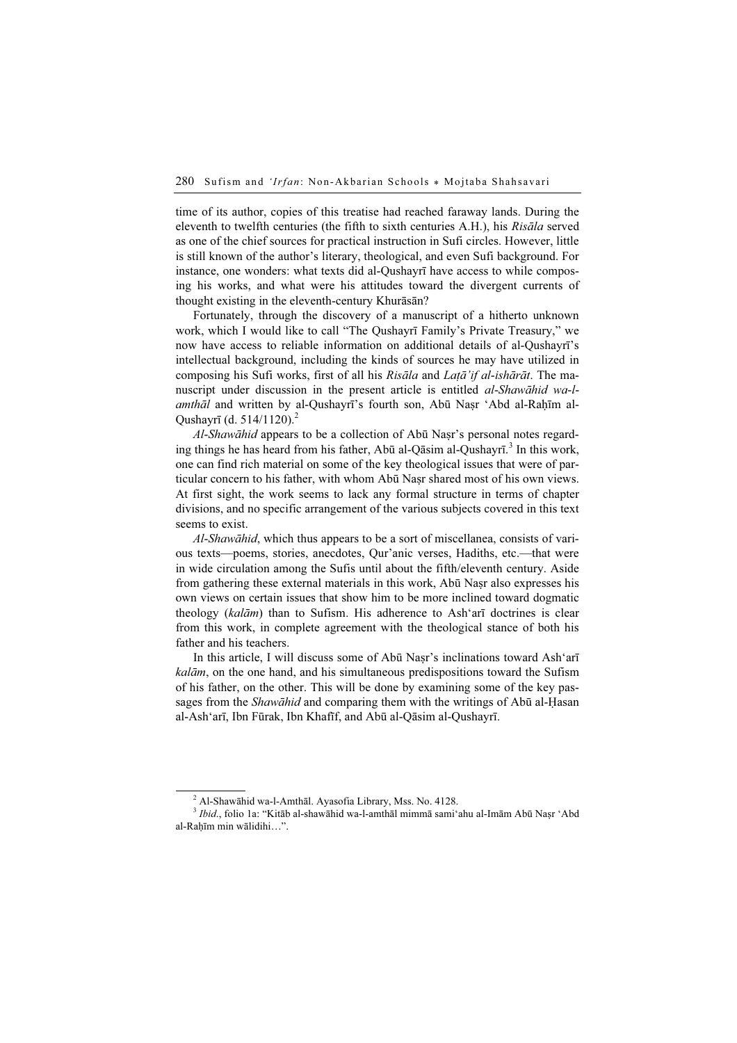time of its author, copies of this treatise had reached faraway lands. During the eleventh to twelfth centuries (the fifth to sixth centuries A.H.), his *Risāla* served as one of the chief sources for practical instruction in Sufi circles. However, little is still known of the author's literary, theological, and even Sufi background. For instance, one wonders: what texts did al-Qushayrī have access to while composing his works, and what were his attitudes toward the divergent currents of thought existing in the eleventh-century Khurāsān?

Fortunately, through the discovery of a manuscript of a hitherto unknown work, which I would like to call "The Qushayrī Family's Private Treasury," we now have access to reliable information on additional details of al-Qushayrī's intellectual background, including the kinds of sources he may have utilized in composing his Sufi works, first of all his *Risāla* and *Laṭā'if al-ishārāt*. The manuscript under discussion in the present article is entitled *al-Shawāhid wa-l-amthāl* and written by al-Qushayrī's fourth son, Abū Naṣr 'Abd al-Raḥīm al-Qushayrī (d. 514/1120).[2]

*Al-Shawāhid* appears to be a collection of Abū Naṣr's personal notes regarding things he has heard from his father, Abū al-Qāsim al-Qushayrī.[3] In this work, one can find rich material on some of the key theological issues that were of particular concern to his father, with whom Abū Naṣr shared most of his own views. At first sight, the work seems to lack any formal structure in terms of chapter divisions, and no specific arrangement of the various subjects covered in this text seems to exist.

*Al-Shawāhid*, which thus appears to be a sort of miscellanea, consists of various texts—poems, stories, anecdotes, Qur'anic verses, Hadiths, etc.—that were in wide circulation among the Sufis until about the fifth/eleventh century. Aside from gathering these external materials in this work, Abū Naṣr also expresses his own views on certain issues that show him to be more inclined toward dogmatic theology (*kalām*) than to Sufism. His adherence to Ash'arī doctrines is clear from this work, in complete agreement with the theological stance of both his father and his teachers.

In this article, I will discuss some of Abū Naṣr's inclinations toward Ash'arī *kalām*, on the one hand, and his simultaneous predispositions toward the Sufism of his father, on the other. This will be done by examining some of the key passages from the *Shawāhid* and comparing them with the writings of Abū al-Ḥasan al-Ash'arī, Ibn Fūrak, Ibn Khafīf, and Abū al-Qāsim al-Qushayrī.

---

[2] Al-Shawāhid wa-l-Amthāl. Ayasofia Library, Mss. No. 4128.

[3] *Ibid*., folio 1a: "Kitāb al-shawāhid wa-l-amthāl mimmā sami'ahu al-Imām Abū Naṣr 'Abd al-Raḥīm min wālidihi…".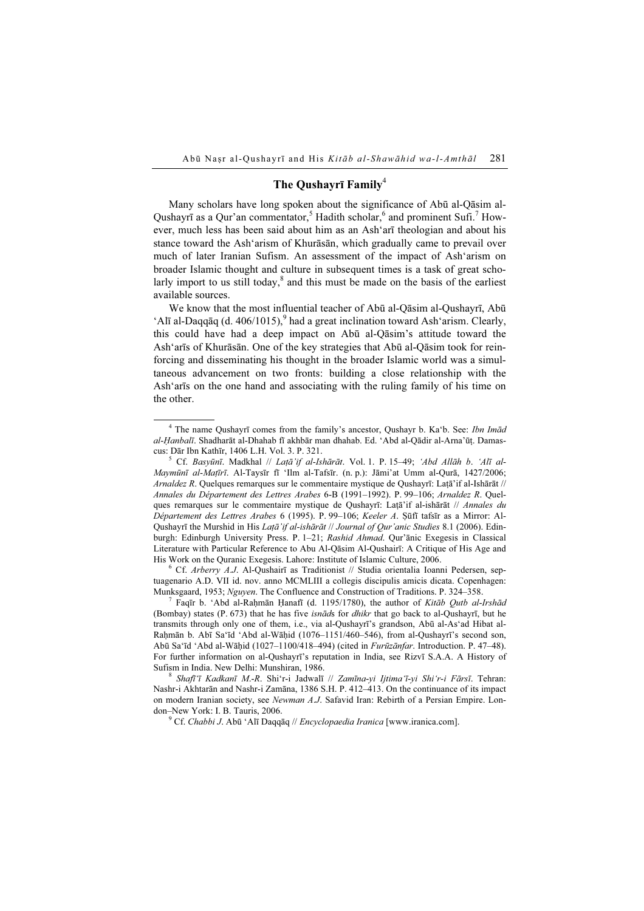## The Qushayrī Family[4]

Many scholars have long spoken about the significance of Abū al-Qāsim al-Qushayrī as a Qur'an commentator,[5] Hadith scholar,[6] and prominent Sufi.[7] However, much less has been said about him as an Ash'arī theologian and about his stance toward the Ash'arism of Khurāsān, which gradually came to prevail over much of later Iranian Sufism. An assessment of the impact of Ash'arism on broader Islamic thought and culture in subsequent times is a task of great scholarly import to us still today,[8] and this must be made on the basis of the earliest available sources.

We know that the most influential teacher of Abū al-Qāsim al-Qushayrī, Abū 'Alī al-Daqqāq (d. 406/1015),[9] had a great inclination toward Ash'arism. Clearly, this could have had a deep impact on Abū al-Qāsim's attitude toward the Ash'arīs of Khurāsān. One of the key strategies that Abū al-Qāsim took for reinforcing and disseminating his thought in the broader Islamic world was a simultaneous advancement on two fronts: building a close relationship with the Ash'arīs on the one hand and associating with the ruling family of his time on the other.

---

[4] The name Qushayrī comes from the family's ancestor, Qushayr b. Ka'b. See: *Ibn Imād al-Ḥanbalī*. Shadharāt al-Dhahab fī akhbār man dhahab. Ed. 'Abd al-Qādir al-Arna'ūṭ. Damascus: Dār Ibn Kathīr, 1406 L.H. Vol. 3. P. 321.

[5] Cf. *Basyūnī*. Madkhal // *Laṭā'if al-Ishārāt*. Vol. 1. P. 15–49; *'Abd Allāh b. 'Alī al-Maymūnī al-Maṭīrī*. Al-Taysīr fī 'Ilm al-Tafsīr. (n. p.): Jāmi'at Umm al-Qurā, 1427/2006; *Arnaldez R*. Quelques remarques sur le commentaire mystique de Qushayrī: Laṭā'if al-Ishārāt // *Annales du Département des Lettres Arabes* 6-B (1991–1992). P. 99–106; *Arnaldez R*. Quelques remarques sur le commentaire mystique de Qushayrī: Laṭā'if al-ishārāt // *Annales du Département des Lettres Arabes* 6 (1995). P. 99–106; *Keeler A*. Ṣūfī tafsīr as a Mirror: Al-Qushayrī the Murshid in His *Laṭā'if al-ishārāt* // *Journal of Qur'anic Studies* 8.1 (2006). Edinburgh: Edinburgh University Press. P. 1–21; *Rashid Ahmad*. Qur'ānic Exegesis in Classical Literature with Particular Reference to Abu Al-Qāsim Al-Qushairī: A Critique of His Age and His Work on the Quranic Exegesis. Lahore: Institute of Islamic Culture, 2006.

[6] Cf. *Arberry A.J*. Al-Qushairī as Traditionist // Studia orientalia Ioanni Pedersen, septuagenario A.D. VII id. nov. anno MCMLIII a collegis discipulis amicis dicata. Copenhagen: Munksgaard, 1953; *Nguyen*. The Confluence and Construction of Traditions. P. 324–358.

[7] Faqīr b. 'Abd al-Raḥmān Ḥanafī (d. 1195/1780), the author of *Kitāb Quṭb al-Irshād* (Bombay) states (P. 673) that he has five *isnād*s for *dhikr* that go back to al-Qushayrī, but he transmits through only one of them, i.e., via al-Qushayrī's grandson, Abū al-As'ad Hibat al-Raḥmān b. Abī Sa'īd 'Abd al-Wāḥid (1076–1151/460–546), from al-Qushayrī's second son, Abū Sa'īd 'Abd al-Wāḥid (1027–1100/418–494) (cited in *Furūzānfar*. Introduction. P. 47–48). For further information on al-Qushayrī's reputation in India, see Rizvī S.A.A. A History of Sufism in India. New Delhi: Munshiran, 1986.

[8] *Shafī'ī Kadkanī M.-R*. Shi'r-i Jadwalī // *Zamīna-yi Ijtima'ī-yi Shi'r-i Fārsī*. Tehran: Nashr-i Akhtarān and Nashr-i Zamāna, 1386 S.H. P. 412–413. On the continuance of its impact on modern Iranian society, see *Newman A.J*. Safavid Iran: Rebirth of a Persian Empire. London–New York: I. B. Tauris, 2006.

[9] Cf. *Chabbi J*. Abū 'Alī Daqqāq // *Encyclopaedia Iranica* [www.iranica.com].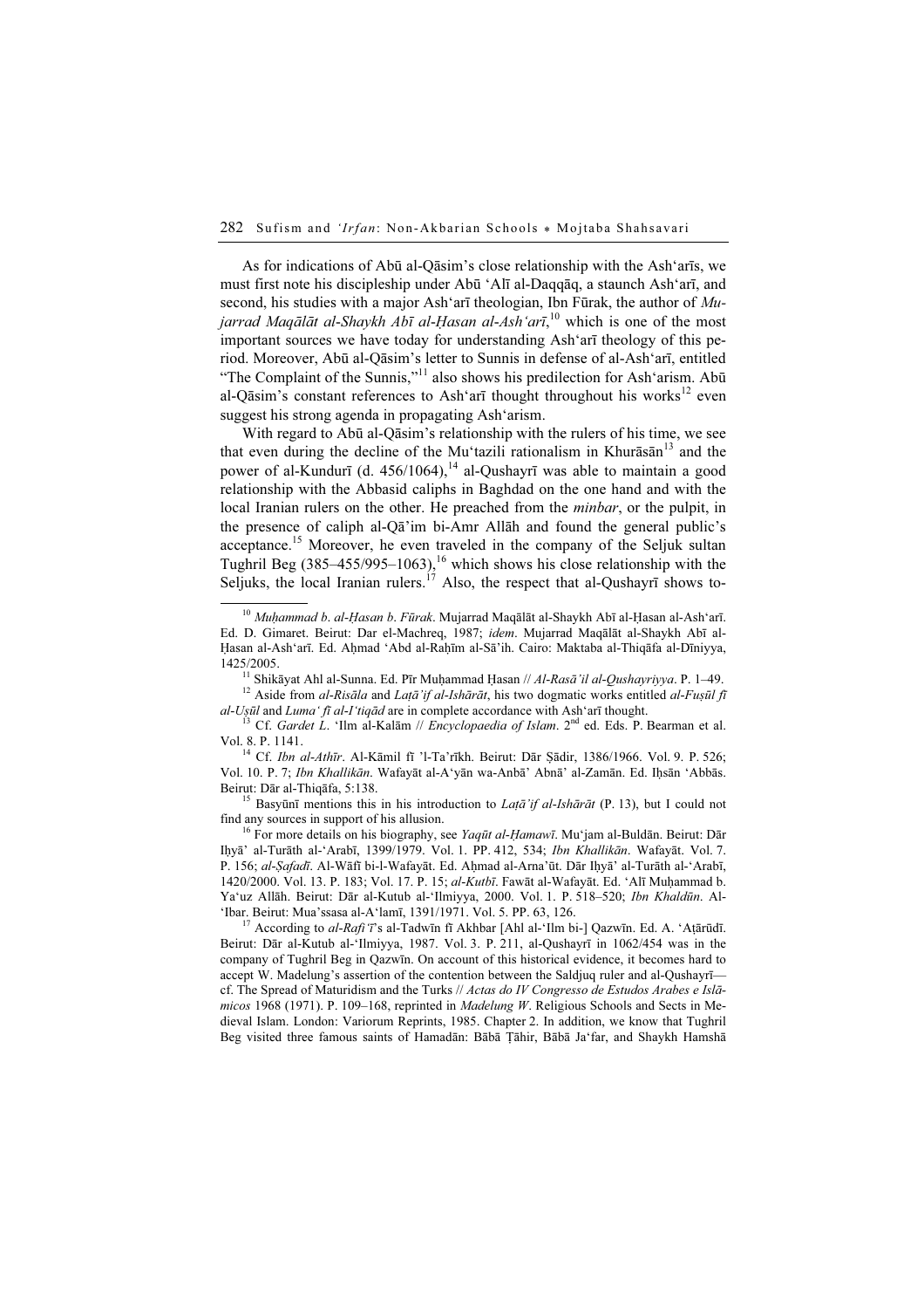As for indications of Abū al-Qāsim's close relationship with the Ash'arīs, we must first note his discipleship under Abū 'Alī al-Daqqāq, a staunch Ash'arī, and second, his studies with a major Ash'arī theologian, Ibn Fūrak, the author of *Mujarrad Maqālāt al-Shaykh Abī al-Ḥasan al-Ash'arī*,[10] which is one of the most important sources we have today for understanding Ash'arī theology of this period. Moreover, Abū al-Qāsim's letter to Sunnis in defense of al-Ash'arī, entitled "The Complaint of the Sunnis,"[11] also shows his predilection for Ash'arism. Abū al-Qāsim's constant references to Ash'arī thought throughout his works[12] even suggest his strong agenda in propagating Ash'arism.

With regard to Abū al-Qāsim's relationship with the rulers of his time, we see that even during the decline of the Mu'tazili rationalism in Khurāsān[13] and the power of al-Kundurī (d. 456/1064),[14] al-Qushayrī was able to maintain a good relationship with the Abbasid caliphs in Baghdad on the one hand and with the local Iranian rulers on the other. He preached from the *minbar*, or the pulpit, in the presence of caliph al-Qā'im bi-Amr Allāh and found the general public's acceptance.[15] Moreover, he even traveled in the company of the Seljuk sultan Tughril Beg (385–455/995–1063),[16] which shows his close relationship with the Seljuks, the local Iranian rulers.[17] Also, the respect that al-Qushayrī shows to-

---

[10] *Muḥammad b. al-Ḥasan b. Fūrak*. Mujarrad Maqālāt al-Shaykh Abī al-Ḥasan al-Ash'arī. Ed. D. Gimaret. Beirut: Dar el-Machreq, 1987; *idem*. Mujarrad Maqālāt al-Shaykh Abī al-Ḥasan al-Ash'arī. Ed. Aḥmad 'Abd al-Raḥīm al-Sā'ih. Cairo: Maktaba al-Thiqāfa al-Dīniyya, 1425/2005.

[11] Shikāyat Ahl al-Sunna. Ed. Pīr Muḥammad Ḥasan // *Al-Rasā'il al-Qushayriyya*. P. 1–49.

[12] Aside from *al-Risāla* and *Laṭā'if al-Ishārāt*, his two dogmatic works entitled *al-Fuṣūl fī al-Uṣūl* and *Luma' fī al-I'tiqād* are in complete accordance with Ash'arī thought.

[13] Cf. *Gardet L*. 'Ilm al-Kalām // *Encyclopaedia of Islam*. 2nd ed. Eds. P. Bearman et al. Vol. 8. P. 1141.

[14] Cf. *Ibn al-Athīr*. Al-Kāmil fī 'l-Ta'rīkh. Beirut: Dār Ṣādir, 1386/1966. Vol. 9. P. 526; Vol. 10. P. 7; *Ibn Khallikān*. Wafayāt al-A'yān wa-Anbā' Abnā' al-Zamān. Ed. Iḥsān 'Abbās. Beirut: Dār al-Thiqāfa, 5:138.

[15] Basyūnī mentions this in his introduction to *Laṭā'if al-Ishārāt* (P. 13), but I could not find any sources in support of his allusion.

[16] For more details on his biography, see *Yaqūt al-Ḥamawī*. Mu'jam al-Buldān. Beirut: Dār Iḥyā' al-Turāth al-'Arabī, 1399/1979. Vol. 1. PP. 412, 534; *Ibn Khallikān*. Wafayāt. Vol. 7. P. 156; *al-Ṣafadī*. Al-Wāfī bi-l-Wafayāt. Ed. Aḥmad al-Arna'ūt. Dār Iḥyā' al-Turāth al-'Arabī, 1420/2000. Vol. 13. P. 183; Vol. 17. P. 15; *al-Kutbī*. Fawāt al-Wafayāt. Ed. 'Alī Muḥammad b. Ya'uz Allāh. Beirut: Dār al-Kutub al-'Ilmiyya, 2000. Vol. 1. P. 518–520; *Ibn Khaldūn*. Al-'Ibar. Beirut: Mua'ssasa al-A'lamī, 1391/1971. Vol. 5. PP. 63, 126.

[17] According to *al-Rafi'ī*'s al-Tadwīn fī Akhbar [Ahl al-'Ilm bi-] Qazwīn. Ed. A. 'Aṭārūdī. Beirut: Dār al-Kutub al-'Ilmiyya, 1987. Vol. 3. P. 211, al-Qushayrī in 1062/454 was in the company of Tughril Beg in Qazwīn. On account of this historical evidence, it becomes hard to accept W. Madelung's assertion of the contention between the Saldjuq ruler and al-Qushayrī—cf. The Spread of Maturidism and the Turks // *Actas do IV Congresso de Estudos Arabes e Islāmicos* 1968 (1971). P. 109–168, reprinted in *Madelung W*. Religious Schools and Sects in Medieval Islam. London: Variorum Reprints, 1985. Chapter 2. In addition, we know that Tughril Beg visited three famous saints of Hamadān: Bābā Ṭāhir, Bābā Ja'far, and Shaykh Hamshā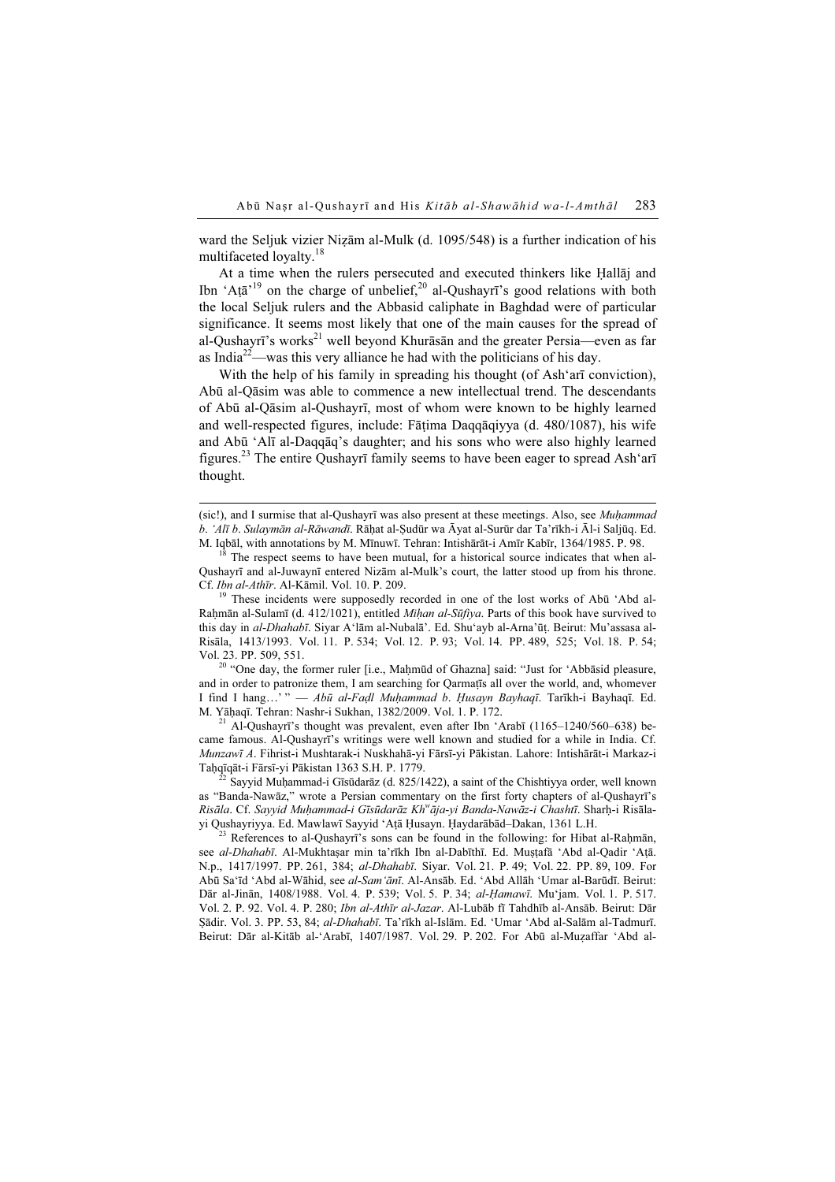ward the Seljuk vizier Niẓām al-Mulk (d. 1095/548) is a further indication of his multifaceted loyalty.[18]

At a time when the rulers persecuted and executed thinkers like Ḥallāj and Ibn ʻAṭāʼ[19] on the charge of unbelief,[20] al-Qushayrī's good relations with both the local Seljuk rulers and the Abbasid caliphate in Baghdad were of particular significance. It seems most likely that one of the main causes for the spread of al-Qushayrī's works[21] well beyond Khurāsān and the greater Persia—even as far as India[22]—was this very alliance he had with the politicians of his day.

With the help of his family in spreading his thought (of Ashʻarī conviction), Abū al-Qāsim was able to commence a new intellectual trend. The descendants of Abū al-Qāsim al-Qushayrī, most of whom were known to be highly learned and well-respected figures, include: Fāṭima Daqqāqiyya (d. 480/1087), his wife and Abū ʻAlī al-Daqqāq's daughter; and his sons who were also highly learned figures.[23] The entire Qushayrī family seems to have been eager to spread Ashʻarī thought.

---

(sic!), and I surmise that al-Qushayrī was also present at these meetings. Also, see *Muḥammad b. ʻAlī b. Sulaymān al-Rāwandī*. Rāḥat al-Ṣudūr wa Āyat al-Surūr dar Taʼrīkh-i Āl-i Saljūq. Ed. M. Iqbāl, with annotations by M. Mīnuwī. Tehran: Intishārāt-i Amīr Kabīr, 1364/1985. P. 98.

[18] The respect seems to have been mutual, for a historical source indicates that when al-Qushayrī and al-Juwaynī entered Nizām al-Mulk's court, the latter stood up from his throne. Cf. *Ibn al-Athīr*. Al-Kāmil. Vol. 10. P. 209.

[19] These incidents were supposedly recorded in one of the lost works of Abū ʻAbd al-Raḥmān al-Sulamī (d. 412/1021), entitled *Miḥan al-Ṣūfiya*. Parts of this book have survived to this day in *al-Dhahabī*. Siyar Aʻlām al-Nubalāʼ. Ed. Shuʻayb al-Arnaʼūṭ. Beirut: Muʼassasa al-Risāla, 1413/1993. Vol. 11. P. 534; Vol. 12. P. 93; Vol. 14. PP. 489, 525; Vol. 18. P. 54; Vol. 23. PP. 509, 551.

[20] "One day, the former ruler [i.e., Maḥmūd of Ghazna] said: "Just for ʻAbbāsid pleasure, and in order to patronize them, I am searching for Qarmaṭīs all over the world, and, whomever I find I hang…' " — *Abū al-Faḍl Muḥammad b. Ḥusayn Bayhaqī*. Tarīkh-i Bayhaqī. Ed. M. Yāḥaqī. Tehran: Nashr-i Sukhan, 1382/2009. Vol. 1. P. 172.

[21] Al-Qushayrī's thought was prevalent, even after Ibn ʻArabī (1165–1240/560–638) became famous. Al-Qushayrī's writings were well known and studied for a while in India. Cf. *Munzawī A*. Fihrist-i Mushtarak-i Nuskhahā-yi Fārsī-yi Pākistan. Lahore: Intishārāt-i Markaz-i Taḥqīqāt-i Fārsī-yi Pākistan 1363 S.H. P. 1779.

[22] Sayyid Muḥammad-i Gīsūdarāz (d. 825/1422), a saint of the Chishtiyya order, well known as "Banda-Nawāz," wrote a Persian commentary on the first forty chapters of al-Qushayrī's *Risāla*. Cf. *Sayyid Muḥammad-i Gīsūdarāz Khʷāja-yi Banda-Nawāz-i Chashtī*. Sharḥ-i Risāla-yi Qushayriyya. Ed. Mawlawī Sayyid ʻAṭā Ḥusayn. Ḥaydarābād–Dakan, 1361 L.H.

[23] References to al-Qushayrī's sons can be found in the following: for Hibat al-Raḥmān, see *al-Dhahabī*. Al-Mukhtaṣar min taʼrīkh Ibn al-Dabīthī. Ed. Muṣṭafā ʻAbd al-Qadir ʻAṭā. N.p., 1417/1997. PP. 261, 384; *al-Dhahabī*. Siyar. Vol. 21. P. 49; Vol. 22. PP. 89, 109. For Abū Saʻīd ʻAbd al-Wāhid, see *al-Samʻānī*. Al-Ansāb. Ed. ʻAbd Allāh ʻUmar al-Barūdī. Beirut: Dār al-Jinān, 1408/1988. Vol. 4. P. 539; Vol. 5. P. 34; *al-Ḥamawī*. Muʻjam. Vol. 1. P. 517. Vol. 2. P. 92. Vol. 4. P. 280; *Ibn al-Athīr al-Jazar*. Al-Lubāb fī Tahdhīb al-Ansāb. Beirut: Dār Ṣādir. Vol. 3. PP. 53, 84; *al-Dhahabī*. Taʼrīkh al-Islām. Ed. ʻUmar ʻAbd al-Salām al-Tadmurī. Beirut: Dār al-Kitāb al-ʻArabī, 1407/1987. Vol. 29. P. 202. For Abū al-Muẓaffar ʻAbd al-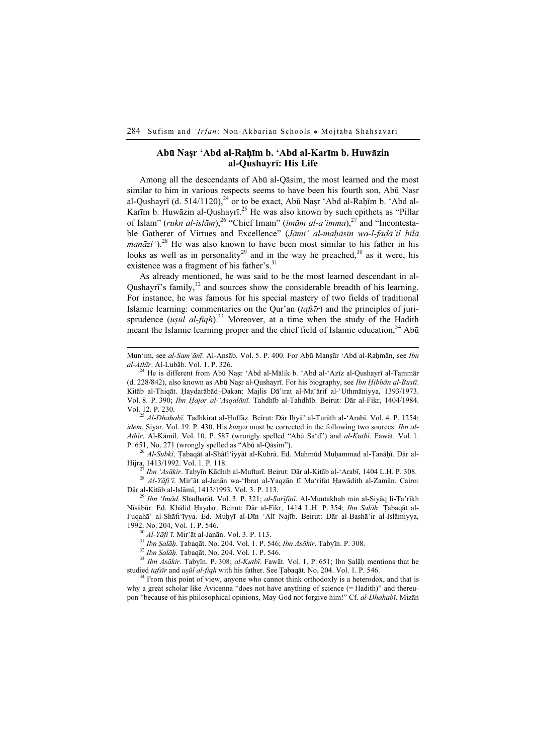## Abū Naṣr ʻAbd al-Raḥīm b. ʻAbd al-Karīm b. Huwāzin al-Qushayrī: His Life

Among all the descendants of Abū al-Qāsim, the most learned and the most similar to him in various respects seems to have been his fourth son, Abū Naṣr al-Qushayrī (d. 514/1120),[24] or to be exact, Abū Naṣr ʻAbd al-Raḥīm b. ʻAbd al-Karīm b. Huwāzin al-Qushayrī.[25] He was also known by such epithets as "Pillar of Islam" (*rukn al-islām*),[26] "Chief Imam" (*imām al-a'imma*),[27] and "Incontestable Gatherer of Virtues and Excellence" (*Jāmiʻ al-maḥāsīn wa-l-faḍā'il bilā manāziʻ*).[28] He was also known to have been most similar to his father in his looks as well as in personality[29] and in the way he preached,[30] as it were, his existence was a fragment of his father's.[31]

As already mentioned, he was said to be the most learned descendant in al-Qushayrī's family,[32] and sources show the considerable breadth of his learning. For instance, he was famous for his special mastery of two fields of traditional Islamic learning: commentaries on the Qur'an (*tafsīr*) and the principles of jurisprudence (*uṣūl al-fiqh*).[33] Moreover, at a time when the study of the Hadith meant the Islamic learning proper and the chief field of Islamic education,[34] Abū

---

Munʻim, see *al-Samʻānī*. Al-Ansāb. Vol. 5. P. 400. For Abū Manṣūr ʻAbd al-Raḥmān, see *Ibn al-Athīr*. Al-Lubāb. Vol. 1. P. 326.

[24] He is different from Abū Naṣr ʻAbd al-Mālik b. ʻAbd al-ʻAzīz al-Qushayrī al-Tammār (d. 228/842), also known as Abū Naṣr al-Qushayrī. For his biography, see *Ibn Ḥibbān al-Bustī*. Kitāb al-Thiqāt. Ḥaydarābād–Dakan: Majlis Dā'irat al-Maʻārif al-ʻUthmāniyya, 1393/1973. Vol. 8. P. 390; *Ibn Ḥajar al-ʻAsqalānī*. Tahdhīb al-Tahdhīb. Beirut: Dār al-Fikr, 1404/1984. Vol. 12. P. 230.

[25] *Al-Dhahabī*. Tadhkirat al-Ḥuffāẓ. Beirut: Dār Iḥyā' al-Turāth al-ʻArabī. Vol. 4. P. 1254; *idem*. Siyar. Vol. 19. P. 430. His *kunya* must be corrected in the following two sources: *Ibn al-Athīr*. Al-Kāmil. Vol. 10. P. 587 (wrongly spelled "Abū Saʻd") and *al-Kutbī*. Fawāt. Vol. 1. P. 651, No. 271 (wrongly spelled as "Abū al-Qāsim").

[26] *Al-Subkī*. Ṭabaqāt al-Shāfiʻiyyāt al-Kubrā. Ed. Maḥmūd Muḥammad al-Ṭanāḥī. Dār al-Hijra, 1413/1992. Vol. 1. P. 118.

[27] *Ibn ʻAsākir*. Tabyīn Kādhib al-Muftarī. Beirut: Dār al-Kitāb al-ʻArabī, 1404 L.H. P. 308.

[28] *Al-Yāfiʻī*. Mir'āt al-Janān wa-ʻIbrat al-Yaqẓān fī Maʻrifat Ḥawādith al-Zamān. Cairo: Dār al-Kitāb al-Islāmī, 1413/1993. Vol. 3. P. 113.

[29] *Ibn ʻImād*. Shadharāt. Vol. 3. P. 321; *al-Ṣarīfīnī*. Al-Muntakhab min al-Siyāq li-Ta'rīkh Nīsābūr. Ed. Khālid Ḥaydar. Beirut: Dār al-Fikr, 1414 L.H. P. 354; *Ibn Ṣalāḥ*. Ṭabaqāt al-Fuqahā' al-Shāfiʻīyya. Ed. Muḥyī al-Dīn ʻAlī Najīb. Beirut: Dār al-Bashā'ir al-Islāmiyya, 1992. No. 204, Vol. 1. P. 546.

[30] *Al-Yāfiʻī*. Mir'āt al-Janān. Vol. 3. P. 113.

[31] *Ibn Ṣalāḥ*. Ṭabaqāt. No. 204. Vol. 1. P. 546; *Ibn Asākir*. Tabyīn. P. 308.

[32] *Ibn Ṣalāḥ*. Ṭabaqāt. No. 204. Vol. 1. P. 546.

[33] *Ibn Asākir*. Tabyīn. P. 308; *al-Kutbī*. Fawāt. Vol. 1. P. 651; Ibn Ṣalāḥ mentions that he studied *tafsīr* and *uṣūl al-fiqh* with his father. See Ṭabaqāt. No. 204. Vol. 1. P. 546.

[34] From this point of view, anyone who cannot think orthodoxly is a heterodox, and that is why a great scholar like Avicenna "does not have anything of science (= Hadith)" and thereupon "because of his philosophical opinions, May God not forgive him!" Cf. *al-Dhahabī*. Mizān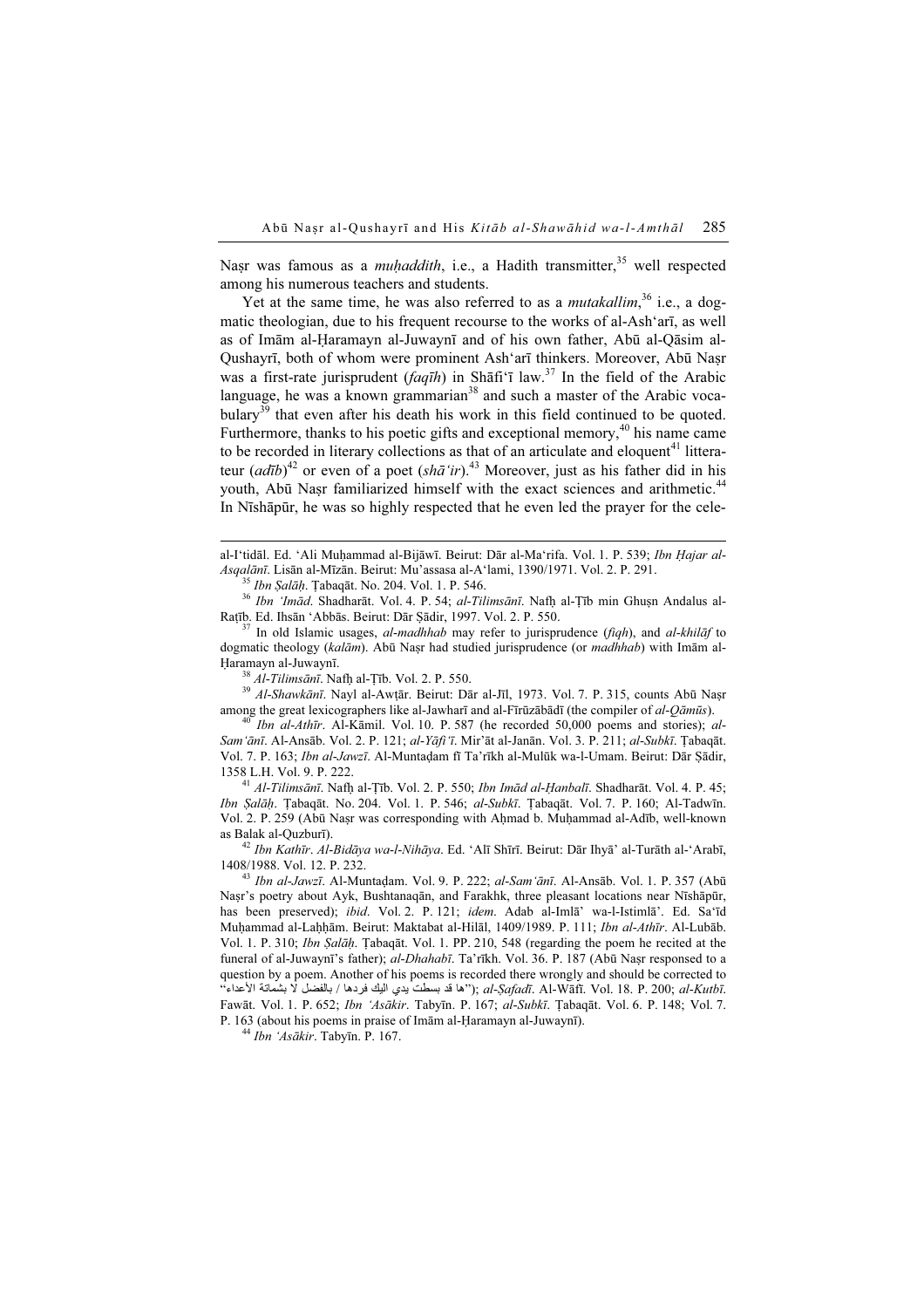Naṣr was famous as a *muḥaddith*, i.e., a Hadith transmitter,[35] well respected among his numerous teachers and students.

Yet at the same time, he was also referred to as a *mutakallim*,[36] i.e., a dogmatic theologian, due to his frequent recourse to the works of al-Ash'arī, as well as of Imām al-Ḥaramayn al-Juwaynī and of his own father, Abū al-Qāsim al-Qushayrī, both of whom were prominent Ash'arī thinkers. Moreover, Abū Naṣr was a first-rate jurisprudent (*faqīh*) in Shāfi'ī law.[37] In the field of the Arabic language, he was a known grammarian[38] and such a master of the Arabic vocabulary[39] that even after his death his work in this field continued to be quoted. Furthermore, thanks to his poetic gifts and exceptional memory,[40] his name came to be recorded in literary collections as that of an articulate and eloquent[41] litterateur (*adīb*)[42] or even of a poet (*shā'ir*).[43] Moreover, just as his father did in his youth, Abū Naṣr familiarized himself with the exact sciences and arithmetic.[44] In Nīshāpūr, he was so highly respected that he even led the prayer for the cele-

---

al-I'tidāl. Ed. 'Ali Muḥammad al-Bijāwī. Beirut: Dār al-Ma'rifa. Vol. 1. P. 539; *Ibn Ḥajar al-Asqalānī*. Lisān al-Mīzān. Beirut: Mu'assasa al-A'lami, 1390/1971. Vol. 2. P. 291.

[35] *Ibn Ṣalāḥ*. Ṭabaqāt. No. 204. Vol. 1. P. 546.

[36] *Ibn 'Imād*. Shadharāt. Vol. 4. P. 54; *al-Tilimsānī*. Nafḥ al-Ṭīb min Ghuṣn Andalus al-Raṭīb. Ed. Ihsān 'Abbās. Beirut: Dār Ṣādir, 1997. Vol. 2. P. 550.

[37] In old Islamic usages, *al-madhhab* may refer to jurisprudence (*fiqh*), and *al-khilāf* to dogmatic theology (*kalām*). Abū Naṣr had studied jurisprudence (or *madhhab*) with Imām al-Ḥaramayn al-Juwaynī.

[38] *Al-Tilimsānī*. Nafḥ al-Ṭīb. Vol. 2. P. 550.

[39] *Al-Shawkānī*. Nayl al-Awṭār. Beirut: Dār al-Jīl, 1973. Vol. 7. P. 315, counts Abū Naṣr among the great lexicographers like al-Jawharī and al-Fīrūzābādī (the compiler of *al-Qāmūs*).

[40] *Ibn al-Athīr*. Al-Kāmil. Vol. 10. P. 587 (he recorded 50,000 poems and stories); *al-Sam'ānī*. Al-Ansāb. Vol. 2. P. 121; *al-Yāfi'ī*. Mir'āt al-Janān. Vol. 3. P. 211; *al-Subkī*. Ṭabaqāt. Vol. 7. P. 163; *Ibn al-Jawzī*. Al-Muntaḍam fī Ta'rīkh al-Mulūk wa-l-Umam. Beirut: Dār Ṣādir, 1358 L.H. Vol. 9. P. 222.

[41] *Al-Tilimsānī*. Nafḥ al-Ṭīb. Vol. 2. P. 550; *Ibn Imād al-Ḥanbalī*. Shadharāt. Vol. 4. P. 45; *Ibn Ṣalāḥ*. Ṭabaqāt. No. 204. Vol. 1. P. 546; *al-Subkī*. Ṭabaqāt. Vol. 7. P. 160; Al-Tadwīn. Vol. 2. P. 259 (Abū Naṣr was corresponding with Aḥmad b. Muḥammad al-Adīb, well-known as Balak al-Quzburī).

[42] *Ibn Kathīr*. *Al-Bidāya wa-l-Nihāya*. Ed. 'Alī Shīrī. Beirut: Dār Ihyā' al-Turāth al-'Arabī, 1408/1988. Vol. 12. P. 232.

[43] *Ibn al-Jawzī*. Al-Muntaḍam. Vol. 9. P. 222; *al-Sam'ānī*. Al-Ansāb. Vol. 1. P. 357 (Abū Naṣr's poetry about Ayk, Bushtanaqān, and Farakhk, three pleasant locations near Nīshāpūr, has been preserved); *ibid*. Vol. 2. P. 121; *idem*. Adab al-Imlā' wa-l-Istimlā'. Ed. Sa'īd Muḥammad al-Laḥḥām. Beirut: Maktabat al-Hilāl, 1409/1989. P. 111; *Ibn al-Athīr*. Al-Lubāb. Vol. 1. P. 310; *Ibn Ṣalāḥ*. Ṭabaqāt. Vol. 1. PP. 210, 548 (regarding the poem he recited at the funeral of al-Juwaynī's father); *al-Dhahabī*. Ta'rīkh. Vol. 36. P. 187 (Abū Naṣr responded to a question by a poem. Another of his poems is recorded there wrongly and should be corrected to "ها قد بسطت يدي اليك فردها / بالفضل لا بشماتة الأعداء"); *al-Ṣafadī*. Al-Wāfī. Vol. 18. P. 200; *al-Kutbī*. Fawāt. Vol. 1. P. 652; *Ibn 'Asākir*. Tabyīn. P. 167; *al-Subkī*. Ṭabaqāt. Vol. 6. P. 148; Vol. 7. P. 163 (about his poems in praise of Imām al-Ḥaramayn al-Juwaynī).

[44] *Ibn 'Asākir*. Tabyīn. P. 167.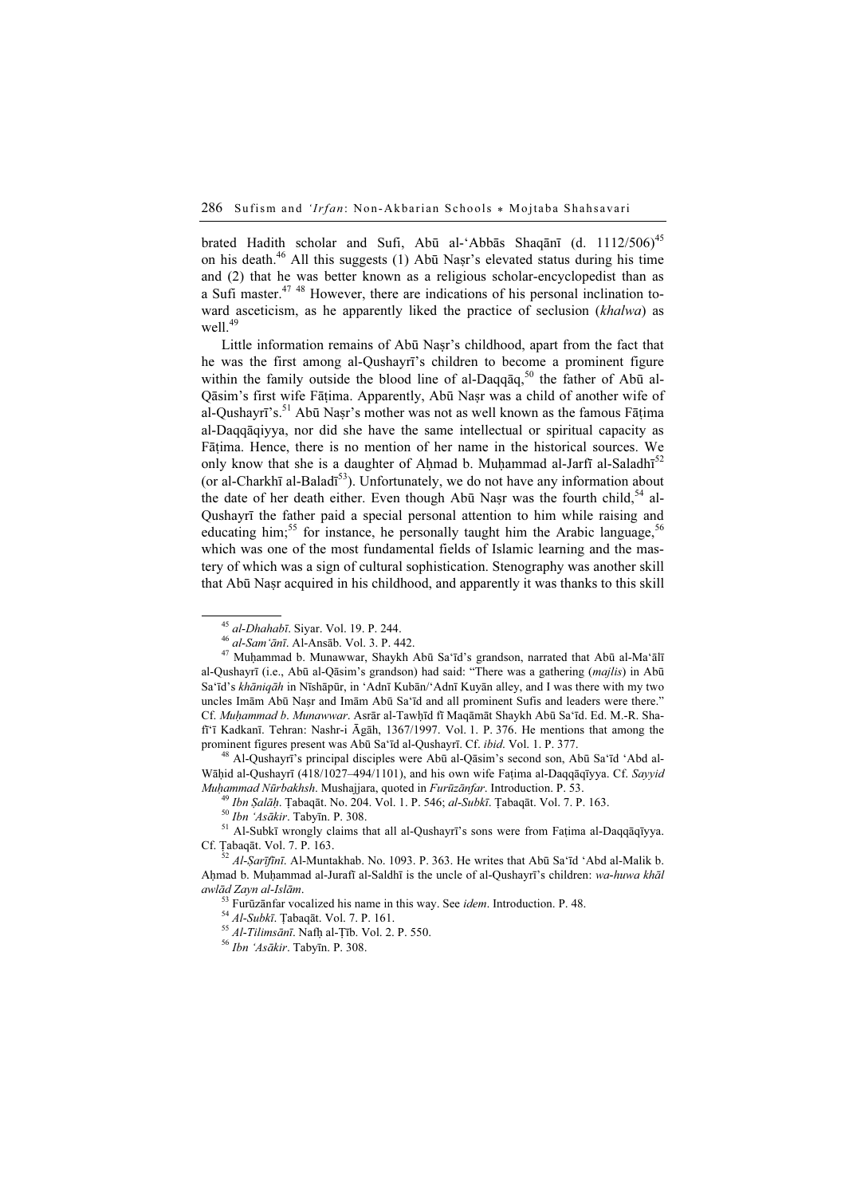brated Hadith scholar and Sufi, Abū al-'Abbās Shaqānī (d. 1112/506)[45] on his death.[46] All this suggests (1) Abū Naṣr's elevated status during his time and (2) that he was better known as a religious scholar-encyclopedist than as a Sufi master.[47] [48] However, there are indications of his personal inclination toward asceticism, as he apparently liked the practice of seclusion (*khalwa*) as well.[49]

Little information remains of Abū Naṣr's childhood, apart from the fact that he was the first among al-Qushayrī's children to become a prominent figure within the family outside the blood line of al-Daqqāq,[50] the father of Abū al-Qāsim's first wife Fāṭima. Apparently, Abū Naṣr was a child of another wife of al-Qushayrī's.[51] Abū Naṣr's mother was not as well known as the famous Fāṭima al-Daqqāqiyya, nor did she have the same intellectual or spiritual capacity as Fāṭima. Hence, there is no mention of her name in the historical sources. We only know that she is a daughter of Aḥmad b. Muḥammad al-Jarfī al-Saladhī[52] (or al-Charkhī al-Baladī[53]). Unfortunately, we do not have any information about the date of her death either. Even though Abū Naṣr was the fourth child,[54] al-Qushayrī the father paid a special personal attention to him while raising and educating him;[55] for instance, he personally taught him the Arabic language,[56] which was one of the most fundamental fields of Islamic learning and the mastery of which was a sign of cultural sophistication. Stenography was another skill that Abū Naṣr acquired in his childhood, and apparently it was thanks to this skill

---

[45] *al-Dhahabī*. Siyar. Vol. 19. P. 244.

[46] *al-Sam'ānī*. Al-Ansāb. Vol. 3. P. 442.

[47] Muḥammad b. Munawwar, Shaykh Abū Sa'īd's grandson, narrated that Abū al-Ma'ālī al-Qushayrī (i.e., Abū al-Qāsim's grandson) had said: "There was a gathering (*majlis*) in Abū Sa'īd's *khāniqāh* in Nīshāpūr, in 'Adnī Kubān/'Adnī Kuyān alley, and I was there with my two uncles Imām Abū Naṣr and Imām Abū Sa'īd and all prominent Sufis and leaders were there." Cf. *Muḥammad b. Munawwar*. Asrār al-Tawḥīd fī Maqāmāt Shaykh Abū Sa'īd. Ed. M.-R. Shafī'ī Kadkanī. Tehran: Nashr-i Āgāh, 1367/1997. Vol. 1. P. 376. He mentions that among the prominent figures present was Abū Sa'īd al-Qushayrī. Cf. *ibid*. Vol. 1. P. 377.

[48] Al-Qushayrī's principal disciples were Abū al-Qāsim's second son, Abū Sa'īd 'Abd al-Wāḥid al-Qushayrī (418/1027–494/1101), and his own wife Faṭima al-Daqqāqīyya. Cf. *Sayyid Muḥammad Nūrbakhsh*. Mushajjara, quoted in *Furūzānfar*. Introduction. P. 53.

[49] *Ibn Ṣalāḥ*. Ṭabaqāt. No. 204. Vol. 1. P. 546; *al-Subkī*. Ṭabaqāt. Vol. 7. P. 163.

[50] *Ibn 'Asākir*. Tabyīn. P. 308.

[51] Al-Subkī wrongly claims that all al-Qushayrī's sons were from Faṭima al-Daqqāqīyya. Cf. Ṭabaqāt. Vol. 7. P. 163.

[52] *Al-Ṣarīfīnī*. Al-Muntakhab. No. 1093. P. 363. He writes that Abū Sa'īd 'Abd al-Malik b. Aḥmad b. Muḥammad al-Jurafī al-Saldhī is the uncle of al-Qushayrī's children: *wa-huwa khāl awlād Zayn al-Islām*.

[53] Furūzānfar vocalized his name in this way. See *idem*. Introduction. P. 48.

[54] *Al-Subkī*. Ṭabaqāt. Vol. 7. P. 161.

[55] *Al-Tilimsānī*. Nafḥ al-Ṭīb. Vol. 2. P. 550.

[56] *Ibn 'Asākir*. Tabyīn. P. 308.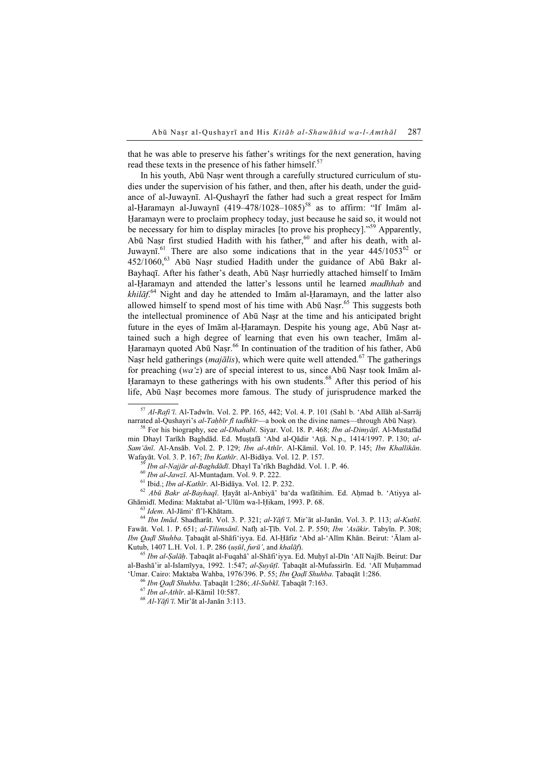that he was able to preserve his father's writings for the next generation, having read these texts in the presence of his father himself.[57]

In his youth, Abū Naṣr went through a carefully structured curriculum of studies under the supervision of his father, and then, after his death, under the guidance of al-Juwaynī. Al-Qushayrī the father had such a great respect for Imām al-Ḥaramayn al-Juwaynī (419–478/1028–1085)[58] as to affirm: "If Imām al-Ḥaramayn were to proclaim prophecy today, just because he said so, it would not be necessary for him to display miracles [to prove his prophecy]."[59] Apparently, Abū Naṣr first studied Hadith with his father,[60] and after his death, with al-Juwaynī.[61] There are also some indications that in the year 445/1053[62] or 452/1060,[63] Abū Naṣr studied Hadith under the guidance of Abū Bakr al-Bayhaqī. After his father's death, Abū Naṣr hurriedly attached himself to Imām al-Ḥaramayn and attended the latter's lessons until he learned *madhhab* and *khilāf*.[64] Night and day he attended to Imām al-Ḥaramayn, and the latter also allowed himself to spend most of his time with Abū Naṣr.[65] This suggests both the intellectual prominence of Abū Naṣr at the time and his anticipated bright future in the eyes of Imām al-Ḥaramayn. Despite his young age, Abū Naṣr attained such a high degree of learning that even his own teacher, Imām al-Ḥaramayn quoted Abū Naṣr.[66] In continuation of the tradition of his father, Abū Naṣr held gatherings (*majālis*), which were quite well attended.[67] The gatherings for preaching (*wa'ẓ*) are of special interest to us, since Abū Naṣr took Imām al-Ḥaramayn to these gatherings with his own students.[68] After this period of his life, Abū Naṣr becomes more famous. The study of jurisprudence marked the

---

[57] *Al-Rafi'ī*. Al-Tadwīn. Vol. 2. PP. 165, 442; Vol. 4. P. 101 (Sahl b. 'Abd Allāh al-Sarrāj narrated al-Qushayri's *al-Taḥbīr fī tadhkīr*—a book on the divine names—through Abū Naṣr).

[58] For his biography, see *al-Dhahabī*. Siyar. Vol. 18. P. 468; *Ibn al-Dimyāṭī*. Al-Mustafād min Dhayl Tarīkh Baghdād. Ed. Muṣṭafā 'Abd al-Qādir 'Aṭā. N.p., 1414/1997. P. 130; *al-Sam'ānī*. Al-Ansāb. Vol. 2. P. 129; *Ibn al-Athīr*. Al-Kāmil. Vol. 10. P. 145; *Ibn Khallikān*. Wafayāt. Vol. 3. P. 167; *Ibn Kathīr*. Al-Bidāya. Vol. 12. P. 157.

[59] *Ibn al-Najjār al-Baghdādī*. Dhayl Ta'rīkh Baghdād. Vol. 1. P. 46.

[60] *Ibn al-Jawzī*. Al-Muntaẓam. Vol. 9. P. 222.

[61] Ibid.; *Ibn al-Kathīr*. Al-Bidāya. Vol. 12. P. 232.

[62] *Abū Bakr al-Bayhaqī*. Ḥayāt al-Anbiyā' ba'da wafātihim. Ed. Aḥmad b. 'Atiyya al-Ghāmidī. Medina: Maktabat al-'Ulūm wa-l-Ḥikam, 1993. P. 68.

[63] *Idem*. Al-Jāmi' fī'l-Khātam.

[64] *Ibn Imād*. Shadharāt. Vol. 3. P. 321; *al-Yāfi'ī*. Mir'āt al-Janān. Vol. 3. P. 113; *al-Kutbī*. Fawāt. Vol. 1. P. 651; *al-Tilimsānī*. Nafḥ al-Ṭīb. Vol. 2. P. 550; *Ibn 'Asākir*. Tabyīn. P. 308; *Ibn Qaḍī Shuhba*. Ṭabaqāt al-Shāfi'iyya. Ed. Al-Ḥāfiz 'Abd al-'Alīm Khān. Beirut: 'Ālam al-Kutub, 1407 L.H. Vol. 1. P. 286 (*uṣūl*, *furū'*, and *khalāf*).

[65] *Ibn al-Ṣalāḥ*. Ṭabaqāt al-Fuqahā' al-Shāfi'iyya. Ed. Muḥyī al-Dīn 'Alī Najīb. Beirut: Dar al-Bashā'ir al-Islamīyya, 1992. 1:547; *al-Ṣuyūṭī*. Ṭabaqāt al-Mufassirīn. Ed. 'Alī Muḥammad 'Umar. Cairo: Maktaba Wahba, 1976/396. P. 55; *Ibn Qaḍī Shuhba*. Ṭabaqāt 1:286.

[66] *Ibn Qaḍī Shuhba*. Ṭabaqāt 1:286; *Al-Subkī*. Ṭabaqāt 7:163.

[67] *Ibn al-Athīr*. al-Kāmil 10:587.

[68] *Al-Yāfi'ī*. Mir'āt al-Janān 3:113.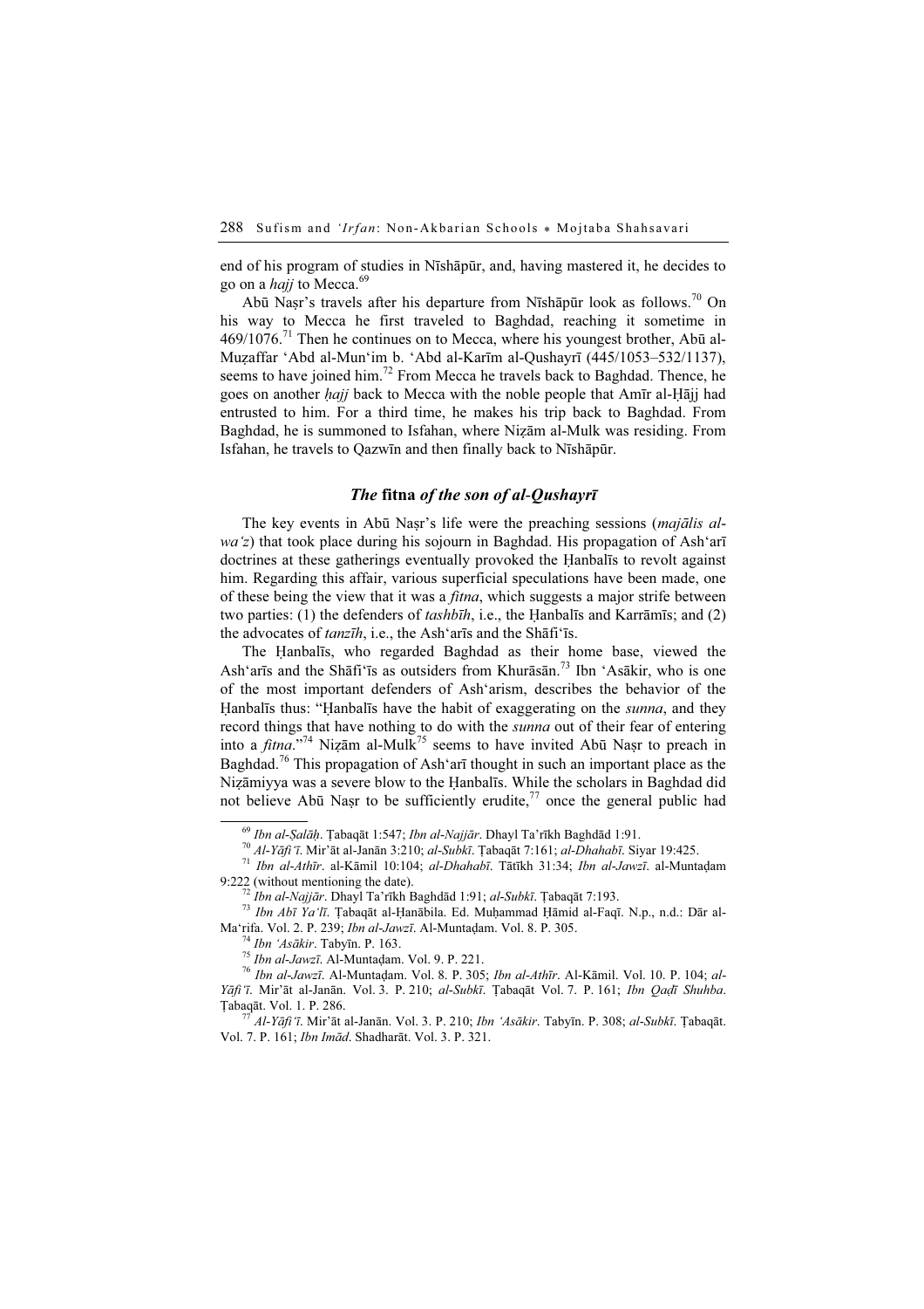end of his program of studies in Nīshāpūr, and, having mastered it, he decides to go on a *hajj* to Mecca.[69]

Abū Naṣr's travels after his departure from Nīshāpūr look as follows.[70] On his way to Mecca he first traveled to Baghdad, reaching it sometime in 469/1076.[71] Then he continues on to Mecca, where his youngest brother, Abū al-Muẓaffar ʻAbd al-Munʻim b. ʻAbd al-Karīm al-Qushayrī (445/1053–532/1137), seems to have joined him.[72] From Mecca he travels back to Baghdad. Thence, he goes on another *ḥajj* back to Mecca with the noble people that Amīr al-Ḥājj had entrusted to him. For a third time, he makes his trip back to Baghdad. From Baghdad, he is summoned to Isfahan, where Niẓām al-Mulk was residing. From Isfahan, he travels to Qazwīn and then finally back to Nīshāpūr.

### *The* fitna *of the son of al-Qushayrī*

The key events in Abū Naṣr's life were the preaching sessions (*majālis al-waʻz*) that took place during his sojourn in Baghdad. His propagation of Ashʻarī doctrines at these gatherings eventually provoked the Ḥanbalīs to revolt against him. Regarding this affair, various superficial speculations have been made, one of these being the view that it was a *fitna*, which suggests a major strife between two parties: (1) the defenders of *tashbīh*, i.e., the Ḥanbalīs and Karrāmīs; and (2) the advocates of *tanzīh*, i.e., the Ashʻarīs and the Shāfiʻīs.

The Ḥanbalīs, who regarded Baghdad as their home base, viewed the Ashʻarīs and the Shāfiʻīs as outsiders from Khurāsān.[73] Ibn ʻAsākir, who is one of the most important defenders of Ashʻarism, describes the behavior of the Ḥanbalīs thus: "Ḥanbalīs have the habit of exaggerating on the *sunna*, and they record things that have nothing to do with the *sunna* out of their fear of entering into a *fitna*."[74] Niẓām al-Mulk[75] seems to have invited Abū Naṣr to preach in Baghdad.[76] This propagation of Ashʻarī thought in such an important place as the Niẓāmiyya was a severe blow to the Ḥanbalīs. While the scholars in Baghdad did not believe Abū Naṣr to be sufficiently erudite,[77] once the general public had

---

[69] *Ibn al-Ṣalāḥ*. Ṭabaqāt 1:547; *Ibn al-Najjār*. Dhayl Taʼrīkh Baghdād 1:91.

[70] *Al-Yāfiʻī*. Mirʼāt al-Janān 3:210; *al-Subkī*. Ṭabaqāt 7:161; *al-Dhahabī*. Siyar 19:425.

[71] *Ibn al-Athīr*. al-Kāmil 10:104; *al-Dhahabī*. Tātīkh 31:34; *Ibn al-Jawzī*. al-Muntaḍam 9:222 (without mentioning the date).

[72] *Ibn al-Najjār*. Dhayl Taʼrīkh Baghdād 1:91; *al-Subkī*. Ṭabaqāt 7:193.

[73] *Ibn Abī Yaʻlī*. Ṭabaqāt al-Ḥanābila. Ed. Muḥammad Ḥāmid al-Faqī. N.p., n.d.: Dār al-Maʻrifa. Vol. 2. P. 239; *Ibn al-Jawzī*. Al-Muntaḍam. Vol. 8. P. 305.

[74] *Ibn ʻAsākir*. Tabyīn. P. 163.

[75] *Ibn al-Jawzī*. Al-Muntaḍam. Vol. 9. P. 221.

[76] *Ibn al-Jawzī*. Al-Muntaḍam. Vol. 8. P. 305; *Ibn al-Athīr*. Al-Kāmil. Vol. 10. P. 104; *al-Yāfiʻī*. Mirʼāt al-Janān. Vol. 3. P. 210; *al-Subkī*. Ṭabaqāt Vol. 7. P. 161; *Ibn Qaḍī Shuhba*. Ṭabaqāt. Vol. 1. P. 286.

[77] *Al-Yāfiʻī*. Mirʼāt al-Janān. Vol. 3. P. 210; *Ibn ʻAsākir*. Tabyīn. P. 308; *al-Subkī*. Ṭabaqāt. Vol. 7. P. 161; *Ibn Imād*. Shadharāt. Vol. 3. P. 321.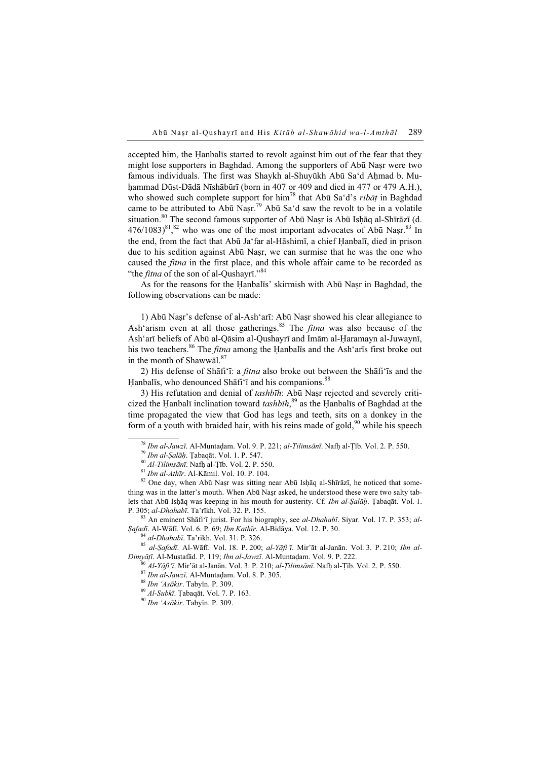accepted him, the Ḥanbalīs started to revolt against him out of the fear that they might lose supporters in Baghdad. Among the supporters of Abū Naṣr were two famous individuals. The first was Shaykh al-Shuyūkh Abū Sa'd Aḥmad b. Muḥammad Dūst-Dādā Nīshābūrī (born in 407 or 409 and died in 477 or 479 A.H.), who showed such complete support for him[78] that Abū Sa'd's *ribāṭ* in Baghdad came to be attributed to Abū Naṣr.[79] Abū Sa'd saw the revolt to be in a volatile situation.[80] The second famous supporter of Abū Naṣr is Abū Isḥāq al-Shīrāzī (d. 476/1083)[81],[82] who was one of the most important advocates of Abū Naṣr.[83] In the end, from the fact that Abū Ja'far al-Hāshimī, a chief Ḥanbalī, died in prison due to his sedition against Abū Naṣr, we can surmise that he was the one who caused the *fitna* in the first place, and this whole affair came to be recorded as "the *fitna* of the son of al-Qushayrī."[84]

As for the reasons for the Ḥanbalīs' skirmish with Abū Naṣr in Baghdad, the following observations can be made:

1) Abū Naṣr's defense of al-Ash'arī: Abū Naṣr showed his clear allegiance to Ash'arism even at all those gatherings.[85] The *fitna* was also because of the Ash'arī beliefs of Abū al-Qāsim al-Qushayrī and Imām al-Ḥaramayn al-Juwaynī, his two teachers.[86] The *fitna* among the Ḥanbalīs and the Ash'arīs first broke out in the month of Shawwāl.[87]

2) His defense of Shāfi'ī: a *fitna* also broke out between the Shāfi'īs and the Ḥanbalīs, who denounced Shāfi'ī and his companions.[88]

3) His refutation and denial of *tashbīh*: Abū Naṣr rejected and severely criticized the Ḥanbalī inclination toward *tashbīh*,[89] as the Ḥanbalīs of Baghdad at the time propagated the view that God has legs and teeth, sits on a donkey in the form of a youth with braided hair, with his reins made of gold,[90] while his speech

---

[78] *Ibn al-Jawzī*. Al-Muntaḍam. Vol. 9. P. 221; *al-Tilimsānī*. Nafḥ al-Ṭīb. Vol. 2. P. 550.

[79] *Ibn al-Ṣalāḥ*. Ṭabaqāt. Vol. 1. P. 547.

[80] *Al-Tilimsānī*. Nafḥ al-Ṭīb. Vol. 2. P. 550.

[81] *Ibn al-Athīr*. Al-Kāmil. Vol. 10. P. 104.

[82] One day, when Abū Naṣr was sitting near Abū Isḥāq al-Shīrāzī, he noticed that something was in the latter's mouth. When Abū Naṣr asked, he understood these were two salty tablets that Abū Isḥāq was keeping in his mouth for austerity. Cf. *Ibn al-Ṣalāḥ*. Ṭabaqāt. Vol. 1. P. 305; *al-Dhahabī*. Ta'rīkh. Vol. 32. P. 155.

[83] An eminent Shāfi'ī jurist. For his biography, see *al-Dhahabī*. Siyar. Vol. 17. P. 353; *al-Ṣafadī*. Al-Wāfī. Vol. 6. P. 69; *Ibn Kathīr*. Al-Bidāya. Vol. 12. P. 30.

[84] *al-Dhahabī*. Ta'rīkh. Vol. 31. P. 326.

[85] *al-Ṣafadī*. Al-Wāfī. Vol. 18. P. 200; *al-Yāfi'ī*. Mir'āt al-Janān. Vol. 3. P. 210; *Ibn al-Dimyāṭī*. Al-Mustafād. P. 119; *Ibn al-Jawzī*. Al-Muntaḍam. Vol. 9. P. 222.

[86] *Al-Yāfi'ī*. Mir'āt al-Janān. Vol. 3. P. 210; *al-Ṭilimsānī*. Nafḥ al-Ṭīb. Vol. 2. P. 550.

[87] *Ibn al-Jawzī*. Al-Muntaḍam. Vol. 8. P. 305.

[88] *Ibn 'Asākir*. Tabyīn. P. 309.

[89] *Al-Subkī*. Ṭabaqāt. Vol. 7. P. 163.

[90] *Ibn 'Asākir*. Tabyīn. P. 309.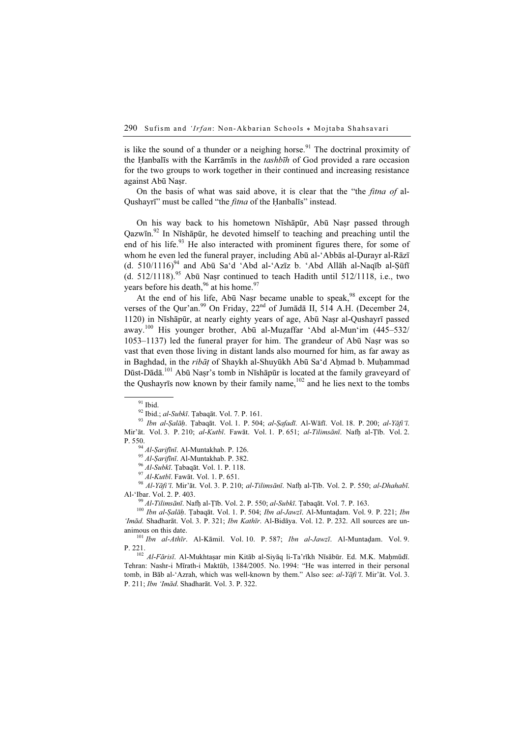is like the sound of a thunder or a neighing horse.[91] The doctrinal proximity of the Ḥanbalīs with the Karrāmīs in the *tashbīh* of God provided a rare occasion for the two groups to work together in their continued and increasing resistance against Abū Naṣr.

On the basis of what was said above, it is clear that the "the *fitna of* al-Qushayrī" must be called "the *fitna* of the Ḥanbalīs" instead.

On his way back to his hometown Nīshāpūr, Abū Naṣr passed through Qazwīn.[92] In Nīshāpūr, he devoted himself to teaching and preaching until the end of his life.[93] He also interacted with prominent figures there, for some of whom he even led the funeral prayer, including Abū al-'Abbās al-Ḍurayr al-Rāzī (d. 510/1116)[94] and Abū Sa'd 'Abd al-'Azīz b. 'Abd Allāh al-Naqīb al-Ṣūfī (d. 512/1118).[95] Abū Naṣr continued to teach Hadith until 512/1118, i.e., two years before his death,[96] at his home.[97]

At the end of his life, Abū Naṣr became unable to speak,[98] except for the verses of the Qur'an.[99] On Friday, 22nd of Jumādā II, 514 A.H. (December 24, 1120) in Nīshāpūr, at nearly eighty years of age, Abū Naṣr al-Qushayrī passed away.[100] His younger brother, Abū al-Muẓaffar 'Abd al-Mun'im (445–532/ 1053–1137) led the funeral prayer for him. The grandeur of Abū Naṣr was so vast that even those living in distant lands also mourned for him, as far away as in Baghdad, in the *ribāṭ* of Shaykh al-Shuyūkh Abū Sa'd Aḥmad b. Muḥammad Dūst-Dādā.[101] Abū Naṣr's tomb in Nīshāpūr is located at the family graveyard of the Qushayrīs now known by their family name,[102] and he lies next to the tombs

---

[91] Ibid.

[92] Ibid.; *al-Subkī*. Ṭabaqāt. Vol. 7. P. 161.

[93] *Ibn al-Ṣalāḥ*. Ṭabaqāt. Vol. 1. P. 504; *al-Ṣafadī*. Al-Wāfī. Vol. 18. P. 200; *al-Yāfi'ī*. Mir'āt. Vol. 3. P. 210; *al-Kutbī*. Fawāt. Vol. 1. P. 651; *al-Tilimsānī*. Nafḥ al-Ṭīb. Vol. 2. P. 550.

[94] *Al-Ṣarifīnī*. Al-Muntakhab. P. 126.

[95] *Al-Ṣarifīnī*. Al-Muntakhab. P. 382.

[96] *Al-Subkī*. Ṭabaqāt. Vol. 1. P. 118.

[97] *Al-Kutbī*. Fawāt. Vol. 1. P. 651.

[98] *Al-Yāfi'ī*. Mir'āt. Vol. 3. P. 210; *al-Tilimsānī*. Nafḥ al-Ṭīb. Vol. 2. P. 550; *al-Dhahabī*. Al-'Ibar. Vol. 2. P. 403.

[99] *Al-Tilimsānī*. Nafḥ al-Ṭīb. Vol. 2. P. 550; *al-Subkī*. Ṭabaqāt. Vol. 7. P. 163.

[100] *Ibn al-Ṣalāḥ*. Ṭabaqāt. Vol. 1. P. 504; *Ibn al-Jawzī*. Al-Muntaḍam. Vol. 9. P. 221; *Ibn 'Imād*. Shadharāt. Vol. 3. P. 321; *Ibn Kathīr*. Al-Bidāya. Vol. 12. P. 232. All sources are unanimous on this date.

[101] *Ibn al-Athīr*. Al-Kāmil. Vol. 10. P. 587; *Ibn al-Jawzī*. Al-Muntaḍam. Vol. 9. P. 221.

[102] *Al-Fārisī*. Al-Mukhtaṣar min Kitāb al-Siyāq li-Ta'rīkh Nīsābūr. Ed. M.K. Maḥmūdī. Tehran: Nashr-i Mīrath-i Maktūb, 1384/2005. No. 1994: "He was interred in their personal tomb, in Bāb al-'Azrah, which was well-known by them." Also see: *al-Yāfi'ī*. Mir'āt. Vol. 3. P. 211; *Ibn 'Imād*. Shadharāt. Vol. 3. P. 322.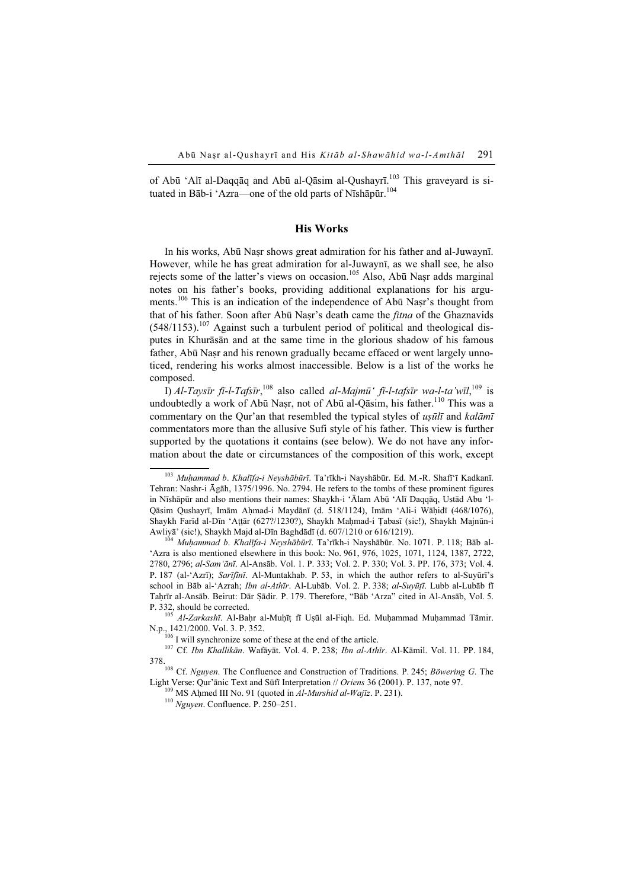of Abū ʿAlī al-Daqqāq and Abū al-Qāsim al-Qushayrī.[103] This graveyard is situated in Bāb-i ʿAzra—one of the old parts of Nīshāpūr.[104]

## His Works

In his works, Abū Naṣr shows great admiration for his father and al-Juwaynī. However, while he has great admiration for al-Juwaynī, as we shall see, he also rejects some of the latter's views on occasion.[105] Also, Abū Naṣr adds marginal notes on his father's books, providing additional explanations for his arguments.[106] This is an indication of the independence of Abū Naṣr's thought from that of his father. Soon after Abū Naṣr's death came the *fitna* of the Ghaznavids (548/1153).[107] Against such a turbulent period of political and theological disputes in Khurāsān and at the same time in the glorious shadow of his famous father, Abū Naṣr and his renown gradually became effaced or went largely unnoticed, rendering his works almost inaccessible. Below is a list of the works he composed.

I) *Al-Taysīr fī-l-Tafsīr*,[108] also called *al-Majmūʿ fī-l-tafsīr wa-l-taʾwīl*,[109] is undoubtedly a work of Abū Naṣr, not of Abū al-Qāsim, his father.[110] This was a commentary on the Qur'an that resembled the typical styles of *uṣūlī* and *kalāmī* commentators more than the allusive Sufi style of his father. This view is further supported by the quotations it contains (see below). We do not have any information about the date or circumstances of the composition of this work, except

---

[103] *Muḥammad b. Khalīfa-i Neyshābūrī*. Taʾrīkh-i Nayshābūr. Ed. M.-R. Shafīʿī Kadkanī. Tehran: Nashr-i Āgāh, 1375/1996. No. 2794. He refers to the tombs of these prominent figures in Nīshāpūr and also mentions their names: Shaykh-i ʿĀlam Abū ʿAlī Daqqāq, Ustād Abu ʿl-Qāsim Qushayrī, Imām Aḥmad-i Maydānī (d. 518/1124), Imām ʿAli-i Wāḥidī (468/1076), Shaykh Farīd al-Dīn ʿAṭṭār (627?/1230?), Shaykh Maḥmad-i Ṭabasī (sic!), Shaykh Majnūn-i Awliyāʾ (sic!), Shaykh Majd al-Dīn Baghdādī (d. 607/1210 or 616/1219).

[104] *Muḥammad b. Khalīfa-i Neyshābūrī*. Taʾrīkh-i Nayshābūr. No. 1071. P. 118; Bāb al-ʿAzra is also mentioned elsewhere in this book: No. 961, 976, 1025, 1071, 1124, 1387, 2722, 2780, 2796; *al-Samʿānī*. Al-Ansāb. Vol. 1. P. 333; Vol. 2. P. 330; Vol. 3. PP. 176, 373; Vol. 4. P. 187 (al-ʿAzrī); *Sarīfīnī*. Al-Muntakhab. P. 53, in which the author refers to al-Suyūrī's school in Bāb al-ʿAzrah; *Ibn al-Athīr*. Al-Lubāb. Vol. 2. P. 338; *al-Suyūṭī*. Lubb al-Lubāb fī Taḥrīr al-Ansāb. Beirut: Dār Ṣādir. P. 179. Therefore, "Bāb ʿArza" cited in Al-Ansāb, Vol. 5. P. 332, should be corrected.

[105] *Al-Zarkashī*. Al-Baḥr al-Muḥīṭ fī Uṣūl al-Fiqh. Ed. Muḥammad Muḥammad Tāmir. N.p., 1421/2000. Vol. 3. P. 352.

[106] I will synchronize some of these at the end of the article.

[107] Cf. *Ibn Khallikān*. Wafāyāt. Vol. 4. P. 238; *Ibn al-Athīr*. Al-Kāmil. Vol. 11. PP. 184, 378.

[108] Cf. *Nguyen*. The Confluence and Construction of Traditions. P. 245; *Böwering G*. The Light Verse: Qurʾānic Text and Sūfī Interpretation // *Oriens* 36 (2001). P. 137, note 97.

[109] MS Aḥmed III No. 91 (quoted in *Al-Murshid al-Wajīz*. P. 231).

[110] *Nguyen*. Confluence. P. 250–251.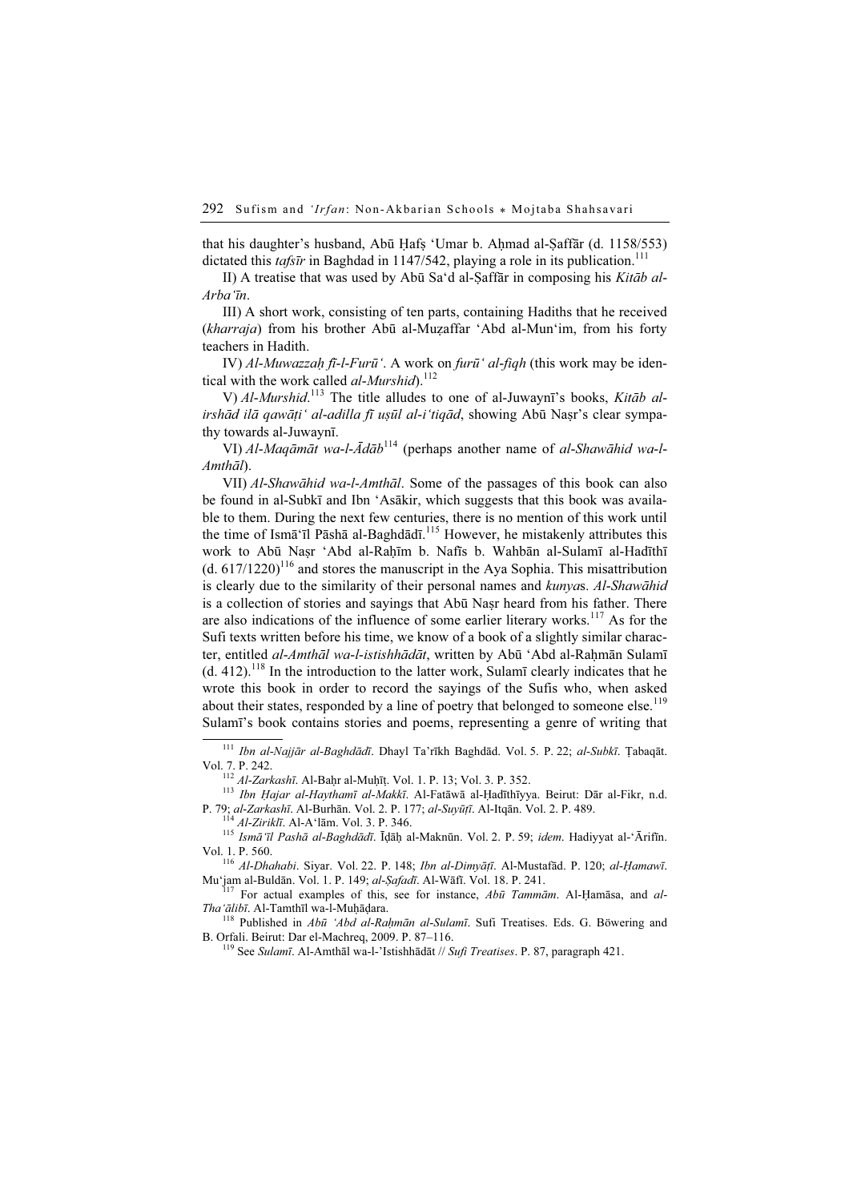that his daughter's husband, Abū Ḥafṣ ʻUmar b. Aḥmad al-Ṣaffār (d. 1158/553) dictated this *tafsīr* in Baghdad in 1147/542, playing a role in its publication.[111]

II) A treatise that was used by Abū Saʻd al-Ṣaffār in composing his *Kitāb al-Arbaʻīn*.

III) A short work, consisting of ten parts, containing Hadiths that he received (*kharraja*) from his brother Abū al-Muẓaffar ʻAbd al-Munʻim, from his forty teachers in Hadith.

IV) *Al-Muwazzaḥ fī-l-Furūʻ*. A work on *furūʻ al-fiqh* (this work may be identical with the work called *al-Murshid*).[112]

V) *Al-Murshid*.[113] The title alludes to one of al-Juwaynī's books, *Kitāb al-irshād ilā qawāṭiʻ al-adilla fī uṣūl al-iʻtiqād*, showing Abū Naṣr's clear sympathy towards al-Juwaynī.

VI) *Al-Maqāmāt wa-l-Ādāb*[114] (perhaps another name of *al-Shawāhid wa-l-Amthāl*).

VII) *Al-Shawāhid wa-l-Amthāl*. Some of the passages of this book can also be found in al-Subkī and Ibn ʻAsākir, which suggests that this book was available to them. During the next few centuries, there is no mention of this work until the time of Ismāʻīl Pāshā al-Baghdādī.[115] However, he mistakenly attributes this work to Abū Naṣr ʻAbd al-Raḥīm b. Nafīs b. Wahbān al-Sulamī al-Hadīthī (d. 617/1220)[116] and stores the manuscript in the Aya Sophia. This misattribution is clearly due to the similarity of their personal names and *kunya*s. *Al-Shawāhid* is a collection of stories and sayings that Abū Naṣr heard from his father. There are also indications of the influence of some earlier literary works.[117] As for the Sufi texts written before his time, we know of a book of a slightly similar character, entitled *al-Amthāl wa-l-istishhādāt*, written by Abū ʻAbd al-Raḥmān Sulamī (d. 412).[118] In the introduction to the latter work, Sulamī clearly indicates that he wrote this book in order to record the sayings of the Sufis who, when asked about their states, responded by a line of poetry that belonged to someone else.[119] Sulamī's book contains stories and poems, representing a genre of writing that

---

[111] *Ibn al-Najjār al-Baghdādī*. Dhayl Ta'rīkh Baghdād. Vol. 5. P. 22; *al-Subkī*. Ṭabaqāt. Vol. 7. P. 242.

[112] *Al-Zarkashī*. Al-Baḥr al-Muḥīṭ. Vol. 1. P. 13; Vol. 3. P. 352.

[113] *Ibn Ḥajar al-Haythamī al-Makkī*. Al-Fatāwā al-Ḥadīthīyya. Beirut: Dār al-Fikr, n.d. P. 79; *al-Zarkashī*. Al-Burhān. Vol. 2. P. 177; *al-Suyūṭī*. Al-Itqān. Vol. 2. P. 489.

[114] *Al-Ziriklī*. Al-Aʻlām. Vol. 3. P. 346.

[115] *Ismāʻīl Pashā al-Baghdādī*. Īḍāḥ al-Maknūn. Vol. 2. P. 59; *idem*. Hadiyyat al-ʻĀrifīn. Vol. 1. P. 560.

[116] *Al-Dhahabi*. Siyar. Vol. 22. P. 148; *Ibn al-Dimyāṭī*. Al-Mustafād. P. 120; *al-Ḥamawī*. Muʻjam al-Buldān. Vol. 1. P. 149; *al-Ṣafadī*. Al-Wāfī. Vol. 18. P. 241.

[117] For actual examples of this, see for instance, *Abū Tammām*. Al-Ḥamāsa, and *al-Thaʻālibī*. Al-Tamthīl wa-l-Muḥāḍara.

[118] Published in *Abū ʻAbd al-Raḥmān al-Sulamī*. Sufi Treatises. Eds. G. Böwering and B. Orfali. Beirut: Dar el-Machreq, 2009. P. 87–116.

[119] See *Sulamī*. Al-Amthāl wa-l-'Istishhādāt // *Sufi Treatises*. P. 87, paragraph 421.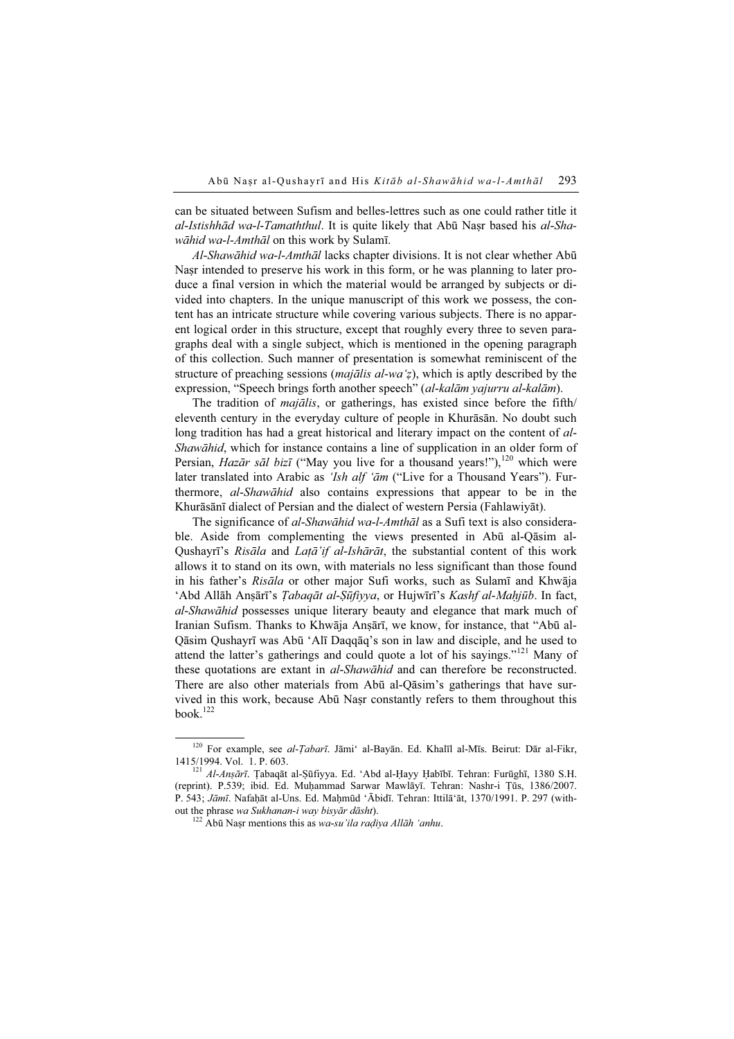can be situated between Sufism and belles-lettres such as one could rather title it *al-Istishhād wa-l-Tamaththul*. It is quite likely that Abū Naṣr based his *al-Shawāhid wa-l-Amthāl* on this work by Sulamī.

*Al-Shawāhid wa-l-Amthāl* lacks chapter divisions. It is not clear whether Abū Naṣr intended to preserve his work in this form, or he was planning to later produce a final version in which the material would be arranged by subjects or divided into chapters. In the unique manuscript of this work we possess, the content has an intricate structure while covering various subjects. There is no apparent logical order in this structure, except that roughly every three to seven paragraphs deal with a single subject, which is mentioned in the opening paragraph of this collection. Such manner of presentation is somewhat reminiscent of the structure of preaching sessions (*majālis al-waʿẓ*), which is aptly described by the expression, "Speech brings forth another speech" (*al-kalām yajurru al-kalām*).

The tradition of *majālis*, or gatherings, has existed since before the fifth/eleventh century in the everyday culture of people in Khurāsān. No doubt such long tradition has had a great historical and literary impact on the content of *al-Shawāhid*, which for instance contains a line of supplication in an older form of Persian, *Hazār sāl bizī* ("May you live for a thousand years!"),[120] which were later translated into Arabic as *ʿIsh alf ʿām* ("Live for a Thousand Years"). Furthermore, *al-Shawāhid* also contains expressions that appear to be in the Khurāsānī dialect of Persian and the dialect of western Persia (Fahlawiyāt).

The significance of *al-Shawāhid wa-l-Amthāl* as a Sufi text is also considerable. Aside from complementing the views presented in Abū al-Qāsim al-Qushayrī's *Risāla* and *Laṭā'if al-Ishārāt*, the substantial content of this work allows it to stand on its own, with materials no less significant than those found in his father's *Risāla* or other major Sufi works, such as Sulamī and Khwāja ʿAbd Allāh Anṣārī's *Ṭabaqāt al-Ṣūfiyya*, or Hujwīrī's *Kashf al-Maḥjūb*. In fact, *al-Shawāhid* possesses unique literary beauty and elegance that mark much of Iranian Sufism. Thanks to Khwāja Anṣārī, we know, for instance, that "Abū al-Qāsim Qushayrī was Abū ʿAlī Daqqāq's son in law and disciple, and he used to attend the latter's gatherings and could quote a lot of his sayings."[121] Many of these quotations are extant in *al-Shawāhid* and can therefore be reconstructed. There are also other materials from Abū al-Qāsim's gatherings that have survived in this work, because Abū Naṣr constantly refers to them throughout this book.[122]

---

[120] For example, see *al-Ṭabarī*. Jāmiʿ al-Bayān. Ed. Khalīl al-Mīs. Beirut: Dār al-Fikr, 1415/1994. Vol. 1. P. 603.

[121] *Al-Anṣārī*. Ṭabaqāt al-Ṣūfiyya. Ed. ʿAbd al-Ḥayy Ḥabībī. Tehran: Furūghī, 1380 S.H. (reprint). P.539; ibid. Ed. Muḥammad Sarwar Mawlāyī. Tehran: Nashr-i Ṭūs, 1386/2007. P. 543; *Jāmī*. Nafaḥāt al-Uns. Ed. Maḥmūd ʿĀbidī. Tehran: Ittilāʿāt, 1370/1991. P. 297 (without the phrase *wa Sukhanan-i way bisyār dāsht*).

[122] Abū Naṣr mentions this as *wa-su'ila raḍiya Allāh ʿanhu*.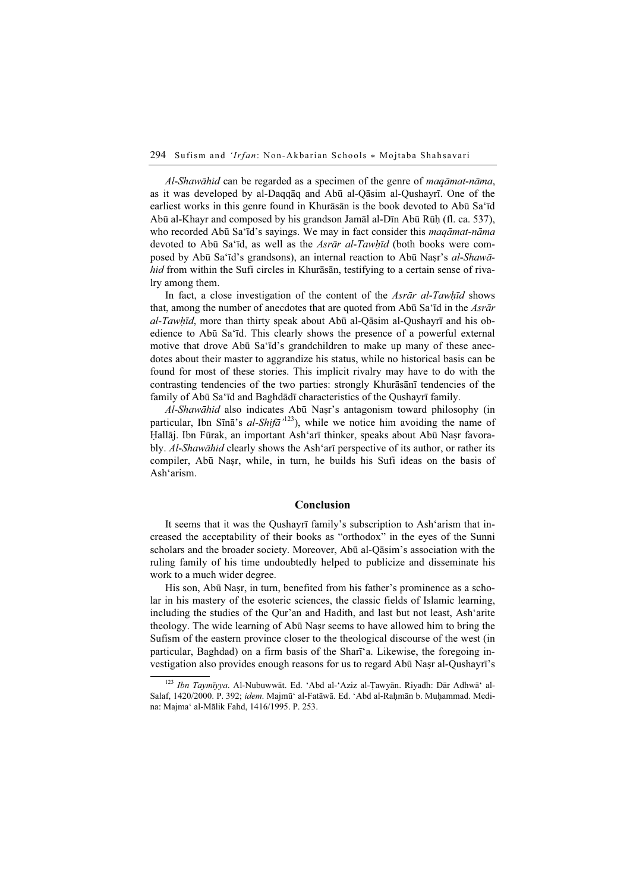*Al-Shawāhid* can be regarded as a specimen of the genre of *maqāmat-nāma*, as it was developed by al-Daqqāq and Abū al-Qāsim al-Qushayrī. One of the earliest works in this genre found in Khurāsān is the book devoted to Abū Saʿīd Abū al-Khayr and composed by his grandson Jamāl al-Dīn Abū Rūḥ (fl. ca. 537), who recorded Abū Saʿīd's sayings. We may in fact consider this *maqāmat-nāma* devoted to Abū Saʿīd, as well as the *Asrār al-Tawḥīd* (both books were composed by Abū Saʿīd's grandsons), an internal reaction to Abū Naṣr's *al-Shawāhid* from within the Sufi circles in Khurāsān, testifying to a certain sense of rivalry among them.

In fact, a close investigation of the content of the *Asrār al-Tawḥīd* shows that, among the number of anecdotes that are quoted from Abū Saʿīd in the *Asrār al-Tawḥīd*, more than thirty speak about Abū al-Qāsim al-Qushayrī and his obedience to Abū Saʿīd. This clearly shows the presence of a powerful external motive that drove Abū Saʿīd's grandchildren to make up many of these anecdotes about their master to aggrandize his status, while no historical basis can be found for most of these stories. This implicit rivalry may have to do with the contrasting tendencies of the two parties: strongly Khurāsānī tendencies of the family of Abū Saʿīd and Baghdādī characteristics of the Qushayrī family.

*Al-Shawāhid* also indicates Abū Naṣr's antagonism toward philosophy (in particular, Ibn Sīnā's *al-Shifāʾ*[123]), while we notice him avoiding the name of Ḥallāj. Ibn Fūrak, an important Ashʿarī thinker, speaks about Abū Naṣr favorably. *Al-Shawāhid* clearly shows the Ashʿarī perspective of its author, or rather its compiler, Abū Naṣr, while, in turn, he builds his Sufi ideas on the basis of Ashʿarism.

## Conclusion

It seems that it was the Qushayrī family's subscription to Ashʿarism that increased the acceptability of their books as "orthodox" in the eyes of the Sunni scholars and the broader society. Moreover, Abū al-Qāsim's association with the ruling family of his time undoubtedly helped to publicize and disseminate his work to a much wider degree.

His son, Abū Naṣr, in turn, benefited from his father's prominence as a scholar in his mastery of the esoteric sciences, the classic fields of Islamic learning, including the studies of the Qur'an and Hadith, and last but not least, Ashʿarite theology. The wide learning of Abū Naṣr seems to have allowed him to bring the Sufism of the eastern province closer to the theological discourse of the west (in particular, Baghdad) on a firm basis of the Sharīʿa. Likewise, the foregoing investigation also provides enough reasons for us to regard Abū Naṣr al-Qushayrī's

---

[123] *Ibn Taymīyya*. Al-Nubuwwāt. Ed. ʿAbd al-ʿAziz al-Ṭawyān. Riyadh: Dār Adhwāʿ al-Salaf, 1420/2000. P. 392; *idem*. Majmūʿ al-Fatāwā. Ed. ʿAbd al-Raḥmān b. Muḥammad. Medina: Majmaʿ al-Mālik Fahd, 1416/1995. P. 253.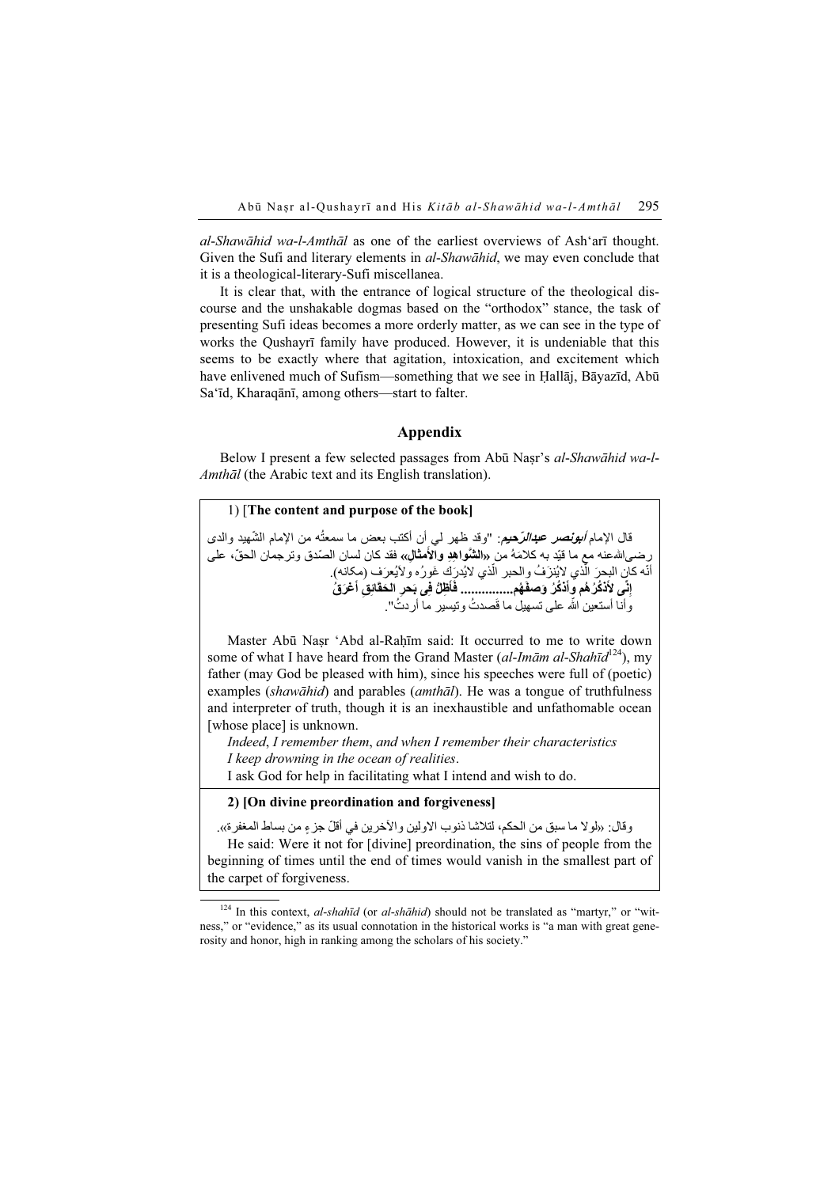*al-Shawāhid wa-l-Amthāl* as one of the earliest overviews of Ash'arī thought. Given the Sufi and literary elements in *al-Shawāhid*, we may even conclude that it is a theological-literary-Sufi miscellanea.

It is clear that, with the entrance of logical structure of the theological discourse and the unshakable dogmas based on the "orthodox" stance, the task of presenting Sufi ideas becomes a more orderly matter, as we can see in the type of works the Qushayrī family have produced. However, it is undeniable that this seems to be exactly where that agitation, intoxication, and excitement which have enlivened much of Sufism—something that we see in Ḥallāj, Bāyazīd, Abū Sa'īd, Kharaqānī, among others—start to falter.

## Appendix

Below I present a few selected passages from Abū Naṣr's *al-Shawāhid wa-l-Amthāl* (the Arabic text and its English translation).

1) [**The content and purpose of the book**]

قال الإمام ***أبونصر عبدالرّحيم***: "وقد ظهر لي أن أكتب بعض ما سمعتُه من الإمام الشّهيد والدى رضىاللهعنه مع ما قيّد به كلامَهُ من «**الشَّواهِدِ والأَمثالِ**» فقد كان لسان الصّدق وترجمان الحقّ، على أنّه كان البحرَ الّذي لاينْزَفُ والحبر الّذي لايُدرَك غورُه ولايُعرَف (مكانه).

**إنّى لأَذكُرُهُم وأَذكُرُ وَصفَهُم................ فأَظِلُّ فِى بَحرِ الحقَائِقِ أَغرَقُ**

وأنا أستعين اللّه على تسهيل ما قَصدتُ وتيسير ما أردتُ".

Master Abū Naṣr 'Abd al-Raḥīm said: It occurred to me to write down some of what I have heard from the Grand Master (*al-Imām al-Shahīd*[124]), my father (may God be pleased with him), since his speeches were full of (poetic) examples (*shawāhid*) and parables (*amthāl*). He was a tongue of truthfulness and interpreter of truth, though it is an inexhaustible and unfathomable ocean [whose place] is unknown.

*Indeed, I remember them, and when I remember their characteristics*
*I keep drowning in the ocean of realities.*
I ask God for help in facilitating what I intend and wish to do.

**2) [On divine preordination and forgiveness]**

وقال: «لولا ما سبق من الحكم، لتلاشا ذنوب الاولين والآخرين في أقلّ جزءٍ من بساط المغفرة».

He said: Were it not for [divine] preordination, the sins of people from the beginning of times until the end of times would vanish in the smallest part of the carpet of forgiveness.

---

[124] In this context, *al-shahīd* (or *al-shāhid*) should not be translated as "martyr," or "witness," or "evidence," as its usual connotation in the historical works is "a man with great generosity and honor, high in ranking among the scholars of his society."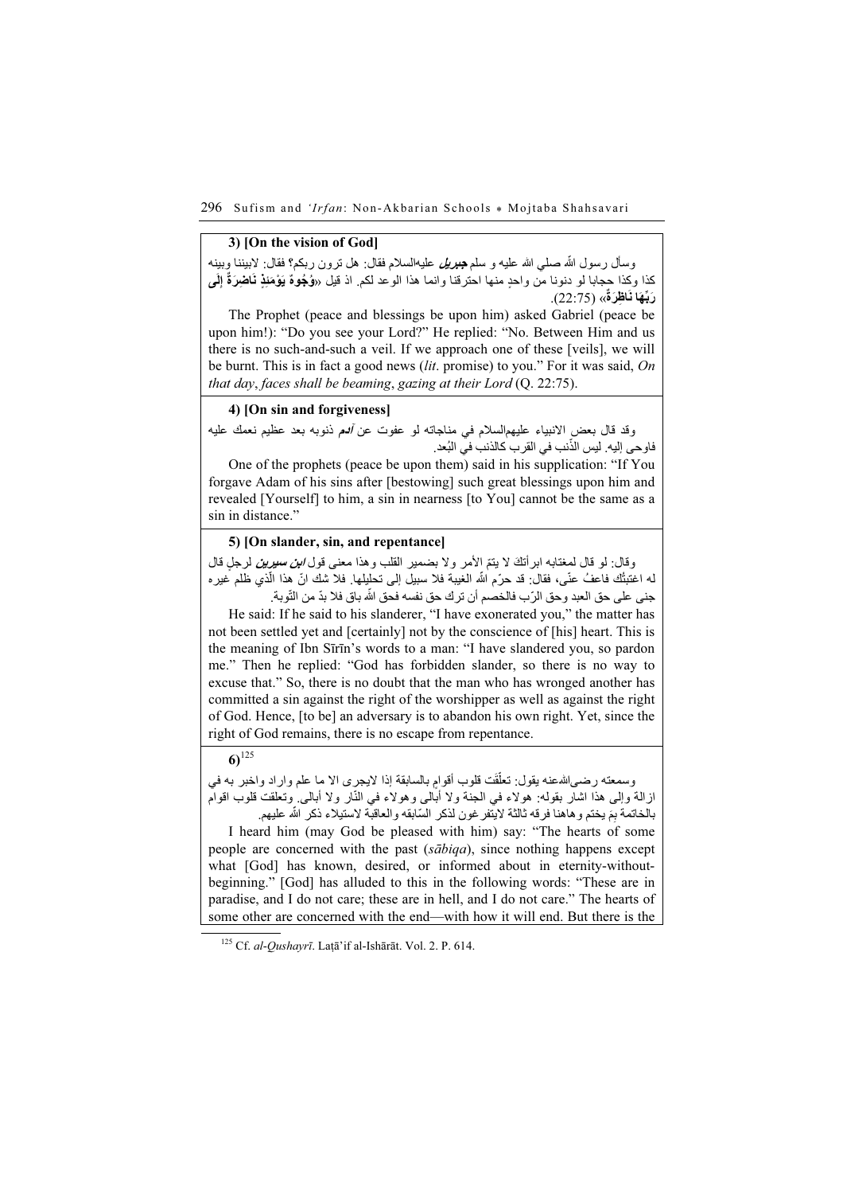**3) [On the vision of God]**

وسأل رسول الله صلي الله عليه و سلم ***جبريل*** عليه‌السلام فقال: هل ترون ربكم؟ فقال: لابيننا وبينه كذا وكذا حجابا لو دنونا من واحدٍ منها احترقنا وانما هذا الوعد لكم. اذ قيل «**وُجُوهٌ يَوْمَئِذٍ نَاضِرَةٌ إِلَى رَبِّهَا نَاظِرَةٌ**» (22:75).

The Prophet (peace and blessings be upon him) asked Gabriel (peace be upon him!): "Do you see your Lord?" He replied: "No. Between Him and us there is no such-and-such a veil. If we approach one of these [veils], we will be burnt. This is in fact a good news (*lit*. promise) to you." For it was said, *On that day*, *faces shall be beaming*, *gazing at their Lord* (Q. 22:75).

**4) [On sin and forgiveness]**

وقد قال بعض الانبياء عليهم‌السلام في مناجاته لو عفوت عن ***آدم*** ذنوبه بعد عظيم نعمك عليه فاوحى إليه. ليس الذّنب في القرب كالذنب في البُعد.

One of the prophets (peace be upon them) said in his supplication: "If You forgave Adam of his sins after [bestowing] such great blessings upon him and revealed [Yourself] to him, a sin in nearness [to You] cannot be the same as a sin in distance."

**5) [On slander, sin, and repentance]**

وقال: لو قال لمغتابه ابرأتكَ لا يتمّ الأمر ولا بضمير القلب وهذا معنى قول ***ابن سيرين*** لرجلٍ قال له اغتبتُك فاعفُ عنّى، فقال: قد حرّم اللّه الغيبة فلا سبيل إلى تحليلها. فلا شك انّ هذا الّذي ظلم غيره جنى على حق العبد وحق الرّب فالخصم أن ترك حق نفسه فحق اللّه باق فلا بدّ من التّوبة.

He said: If he said to his slanderer, "I have exonerated you," the matter has not been settled yet and [certainly] not by the conscience of [his] heart. This is the meaning of Ibn Sīrīn's words to a man: "I have slandered you, so pardon me." Then he replied: "God has forbidden slander, so there is no way to excuse that." So, there is no doubt that the man who has wronged another has committed a sin against the right of the worshipper as well as against the right of God. Hence, [to be] an adversary is to abandon his own right. Yet, since the right of God remains, there is no escape from repentance.

**6)**[125]

وسمعته رضى‌الله‌عنه يقول: تعلّقت قلوب أقوامٍ بالسابقة إذا لايجرى الا ما علم واراد واخبر به في ازالة وإلى هذا اشار بقوله: هولاء في الجنة ولا أبالى وهولاء في النّار ولا أبالى. وتعلقت قلوب اقوام بالخاتمة بِمَ يختم وهاهنا فرقه ثالثة لايتفرغون لذكر السّابقه والعاقبة لاستيلاء ذكر اللّه عليهم.

I heard him (may God be pleased with him) say: "The hearts of some people are concerned with the past (*sābiqa*), since nothing happens except what [God] has known, desired, or informed about in eternity-without-beginning." [God] has alluded to this in the following words: "These are in paradise, and I do not care; these are in hell, and I do not care." The hearts of some other are concerned with the end—with how it will end. But there is the

---

[125] Cf. *al-Qushayrī*. Laṭā'if al-Ishārāt. Vol. 2. P. 614.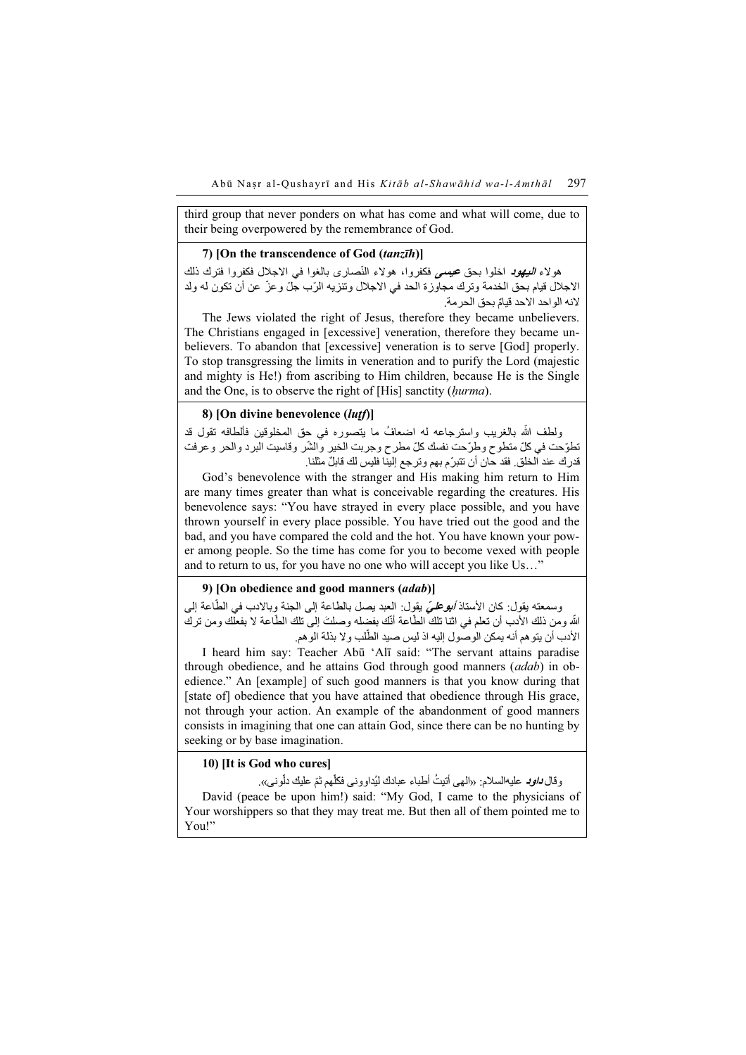third group that never ponders on what has come and what will come, due to their being overpowered by the remembrance of God.

### 7) [On the transcendence of God (*tanzīh*)]

هولاء ***اليهود*** اخلوا بحق ***عيسى*** فكفروا، هولاء النّصارى بالغوا في الاجلال فكفروا فترك ذلك الاجلال قيام بحق الخدمة وترك مجاوزة الحد في الاجلال وتنزيه الرّب جلّ وعزّ عن أن تكون له ولد لانه الواحد الاحد قيامٌ بحق الحرمة.

The Jews violated the right of Jesus, therefore they became unbelievers. The Christians engaged in [excessive] veneration, therefore they became unbelievers. To abandon that [excessive] veneration is to serve [God] properly. To stop transgressing the limits in veneration and to purify the Lord (majestic and mighty is He!) from ascribing to Him children, because He is the Single and the One, is to observe the right of [His] sanctity (*ḥurma*).

### 8) [On divine benevolence (*luṭf*)]

ولطف الله بالغريب واسترجاعه له اضعافُ ما يتصوره في حق المخلوقين فألطافه تقول قد تطوّحت في كلّ متطوح وطرّحت نفسك كلّ مطرح وجربت الخير والشّر وقاسيت البرد والحر وعرفت قدرك عند الخلق. فقد حان أن تتبرّم بهم وترجع إلينا فليس لك قابلٌ مثلنا.

God's benevolence with the stranger and His making him return to Him are many times greater than what is conceivable regarding the creatures. His benevolence says: "You have strayed in every place possible, and you have thrown yourself in every place possible. You have tried out the good and the bad, and you have compared the cold and the hot. You have known your power among people. So the time has come for you to become vexed with people and to return to us, for you have no one who will accept you like Us…"

### 9) [On obedience and good manners (*adab*)]

وسمعته يقول: كان الأستاذ ***ابوعليّ*** يقول: العبد يصل بالطاعة إلى الجنة وبالادب في الطّاعة إلى الله ومن ذلك الأدب أن تعلم في اثنا تلك الطّاعة أنّك بفضله وصلتَ إلى تلك الطّاعة لا بفعلك ومن ترك الأدب أن يتوهم أنه يمكن الوصول إليه اذ ليس صيد الطّلب ولا بذلة الوهم.

I heard him say: Teacher Abū ʿAlī said: "The servant attains paradise through obedience, and he attains God through good manners (*adab*) in obedience." An [example] of such good manners is that you know during that [state of] obedience that you have attained that obedience through His grace, not through your action. An example of the abandonment of good manners consists in imagining that one can attain God, since there can be no hunting by seeking or by base imagination.

### 10) [It is God who cures]

وقال ***داود*** عليه‌السلام: «الهى أتيتُ أطباء عبادك ليُداوونى فكلّهم ثمّ عليك دلّونى».

David (peace be upon him!) said: "My God, I came to the physicians of Your worshippers so that they may treat me. But then all of them pointed me to You!"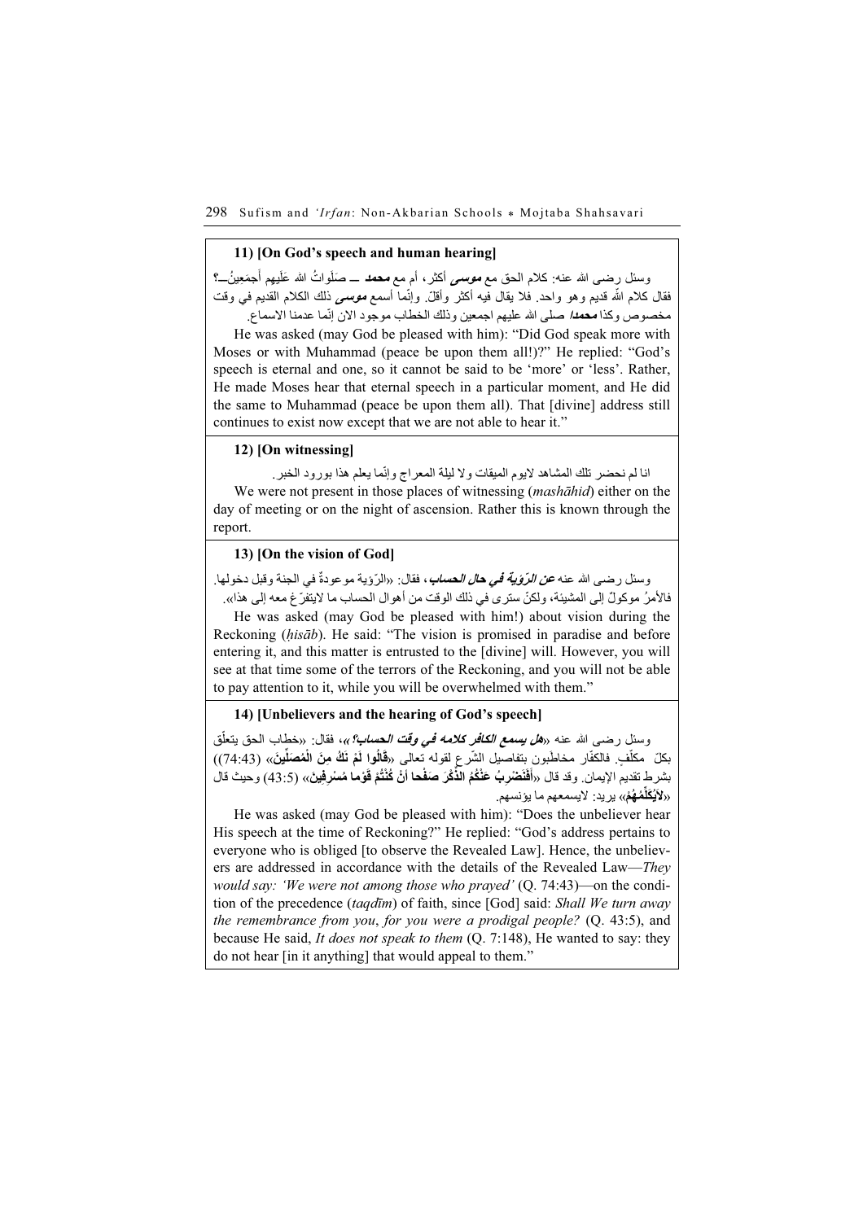### 11) [On God's speech and human hearing]

وسئل رضى الله عنه: كلام الحق مع **موسى** أكثر، أم مع **محمد** ــ صَلَوَاتُ الله عَلَيهِم أَجمَعِينُ ــ؟ فقال كلام الله قديم وهو واحد. فلا يقال فيه أكثر وأقلّ. وإنّما أسمع **موسى** ذلك الكلام القديم في وقت مخصوص وكذا **محمدا** صلى الله عليهم اجمعين وذلك الخطاب موجود الان إنّما عدمنا الاسماع.

He was asked (may God be pleased with him): "Did God speak more with Moses or with Muhammad (peace be upon them all!)?" He replied: "God's speech is eternal and one, so it cannot be said to be 'more' or 'less'. Rather, He made Moses hear that eternal speech in a particular moment, and He did the same to Muhammad (peace be upon them all). That [divine] address still continues to exist now except that we are not able to hear it."

### 12) [On witnessing]

انا لم نحضر تلك المشاهد لايوم الميقات ولا ليلة المعراج وإنّما يعلم هذا بورود الخبر.

We were not present in those places of witnessing (*mashāhid*) either on the day of meeting or on the night of ascension. Rather this is known through the report.

### 13) [On the vision of God]

وسئل رضى الله عنه **عن الرّؤية في حال الحساب**، فقال: «الرّؤية موعودةٌ في الجنة وقبل دخولها. فالأمرُ موكولٌ إلى المشيئة، ولكنّ سترى في ذلك الوقت من أهوال الحساب ما لايتفرّغ معه إلى هذا».

He was asked (may God be pleased with him!) about vision during the Reckoning (*ḥisāb*). He said: "The vision is promised in paradise and before entering it, and this matter is entrusted to the [divine] will. However, you will see at that time some of the terrors of the Reckoning, and you will not be able to pay attention to it, while you will be overwhelmed with them."

### 14) [Unbelievers and the hearing of God's speech]

وسئل رضى الله عنه «**هل يسمع الكافر كلامه في وقت الحساب؟**»، فقال: «خطاب الحق يتعلّق بكلّ مكلّفٍ. فالكفّار مخاطَبون بتفاصيل الشّرع لقوله تعالى «**قَالُوا لَمْ نَكُ مِنَ الْمُصَلِّينَ**» (74:43)) بشرط تقديم الإيمان. وقد قال «**أَفَنَضْرِبُ عَنْكُمُ الذِّكْرَ صَفْحًا أَنْ كُنْتُمْ قَوْمًا مُسْرِفِينَ**» (43:5) وحيث قال «**لاَيُكَلِّمُهُمْ**» يريد: لايسمعهم ما يؤنسهم.

He was asked (may God be pleased with him): "Does the unbeliever hear His speech at the time of Reckoning?" He replied: "God's address pertains to everyone who is obliged [to observe the Revealed Law]. Hence, the unbelievers are addressed in accordance with the details of the Revealed Law—*They would say: 'We were not among those who prayed'* (Q. 74:43)—on the condition of the precedence (*taqdīm*) of faith, since [God] said: *Shall We turn away the remembrance from you, for you were a prodigal people?* (Q. 43:5), and because He said, *It does not speak to them* (Q. 7:148), He wanted to say: they do not hear [in it anything] that would appeal to them."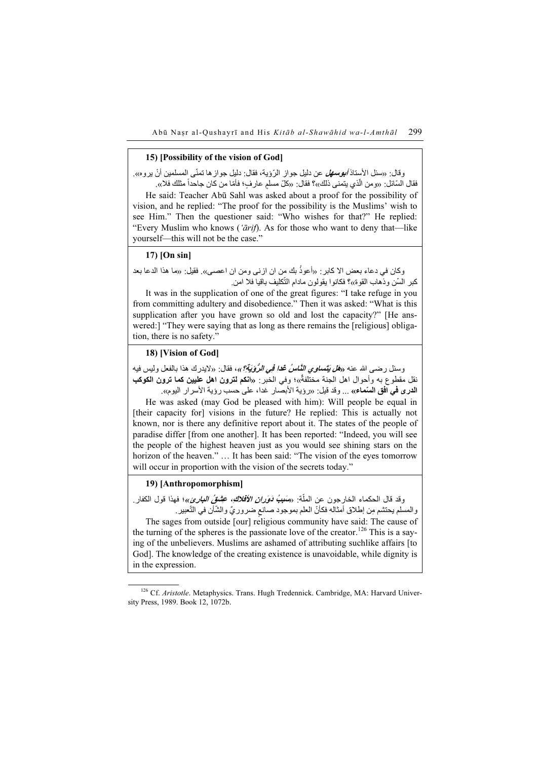### 15) [Possibility of the vision of God]

وقال: «سئل الأستاذ *أبوسهل* عن دليل جواز الرّؤية، فقال: دليل جوازها تمنّى المسلمين أنّ يروه». فقال السّائل: «ومن الّذي يتمنى ذلك»؟ فقال: «كلّ مسلمٍ عارفٍ؛ فأمّا من كان جاحداً مثلك فلا».

He said: Teacher Abū Sahl was asked about a proof for the possibility of vision, and he replied: "The proof for the possibility is the Muslims' wish to see Him." Then the questioner said: "Who wishes for that?" He replied: "Every Muslim who knows (*ʿārif*). As for those who want to deny that—like yourself—this will not be the case."

### 17) [On sin]

وكان في دعاء بعض الا كابر: «أعوذُ بك من ان ازنى ومن ان اعصى». فقيل: «ما هذا الدعا بعد كبر السّن وذهاب القوة»؟ فكانوا يقولون مادام التّكليف باقيا فلا امن.

It was in the supplication of one of the great figures: "I take refuge in you from committing adultery and disobedience." Then it was asked: "What is this supplication after you have grown so old and lost the capacity?" [He answered:] "They were saying that as long as there remains the [religious] obligation, there is no safety."

### 18) [Vision of God]

وسئل رضى الله عنه «*هل يتّساوى النّاسُ غدا فِي الرُّؤيَةِ؟*»، فقال: «لايدرك هذا بالفعل وليس فيه نقل مقطوع به وأحوال اهل الجنة مختلفةٌ»؛ وفي الخبر: «**انكم لترون اهل عليين كما ترون الكوكب الدرى في افق السّماء**» ... وقد قيل: «رؤية الأبصار غدا، على حسب رؤية الأسرار اليوم».

He was asked (may God be pleased with him): Will people be equal in [their capacity for] visions in the future? He replied: This is actually not known, nor is there any definitive report about it. The states of the people of paradise differ [from one another]. It has been reported: "Indeed, you will see the people of the highest heaven just as you would see shining stars on the horizon of the heaven." … It has been said: "The vision of the eyes tomorrow will occur in proportion with the vision of the secrets today."

### 19) [Anthropomorphism]

وقد قال الحكماء الخارجون عن الملّة: «*سَبَبُ دَوَرانِ الأفلاكِ، عِشقُ البارى*»؛ فهذا قول الكفار. والمسلم يحتشم مِن إطلاق أمثاله فكأنّ العلم بموجود صانعٍ ضروريّ والشّأن في التّعبير.

The sages from outside [our] religious community have said: The cause of the turning of the spheres is the passionate love of the creator.[126] This is a saying of the unbelievers. Muslims are ashamed of attributing suchlike affairs [to God]. The knowledge of the creating existence is unavoidable, while dignity is in the expression.

---

[126] Cf. *Aristotle*. Metaphysics. Trans. Hugh Tredennick. Cambridge, MA: Harvard University Press, 1989. Book 12, 1072b.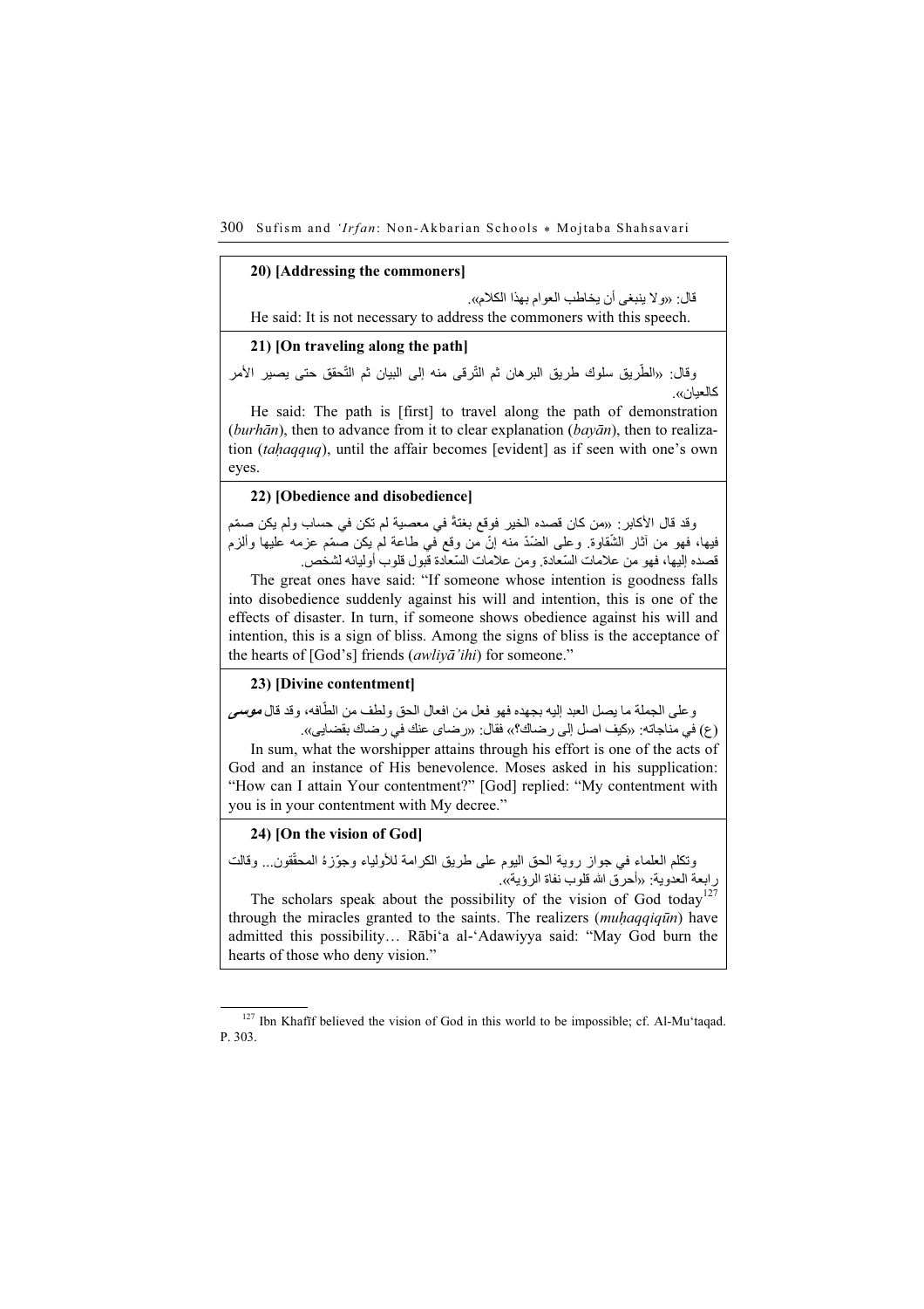**20) [Addressing the commoners]**

قال: «ولا ينبغى أن يخاطب العوام بهذا الكلام».

He said: It is not necessary to address the commoners with this speech.

**21) [On traveling along the path]**

وقال: «الطّريق سلوك طريق البرهان ثم التّرقى منه إلى البيان ثم التّحقق حتى يصير الأمر كالعيان».

He said: The path is [first] to travel along the path of demonstration (*burhān*), then to advance from it to clear explanation (*bayān*), then to realization (*taḥaqquq*), until the affair becomes [evident] as if seen with one's own eyes.

**22) [Obedience and disobedience]**

وقد قال الأكابر: «من كان قصده الخير فوقع بغتةً في معصية لم تكن في حساب ولم يكن صمّم فيها، فهو من آثار الشّقاوة. وعلى الضّدّ منه إنّ من وقع في طاعة لم يكن صمّم عزمه عليها وألزم قصده إليها، فهو من علامات السّعادة. ومن علامات السّعادة قبول قلوب أوليائه لشخص.

The great ones have said: "If someone whose intention is goodness falls into disobedience suddenly against his will and intention, this is one of the effects of disaster. In turn, if someone shows obedience against his will and intention, this is a sign of bliss. Among the signs of bliss is the acceptance of the hearts of [God's] friends (*awliyā'ihi*) for someone."

**23) [Divine contentment]**

وعلى الجملة ما يصل العبد إليه بجهده فهو فعل من افعال الحق ولطف من الطّافه، وقد قال ***موسى*** (ع) في مناجاته: «كيف اصل إلى رضاك؟» فقال: «رضاى عنك في رضاك بقضايى».

In sum, what the worshipper attains through his effort is one of the acts of God and an instance of His benevolence. Moses asked in his supplication: "How can I attain Your contentment?" [God] replied: "My contentment with you is in your contentment with My decree."

**24) [On the vision of God]**

وتكلم العلماء في جواز روية الحق اليوم على طريق الكرامة للأولياء وجوّزهُ المحقّقون... وقالت رابعة العدوية: «أحرق الله قلوب نفاة الرؤية».

The scholars speak about the possibility of the vision of God today[127] through the miracles granted to the saints. The realizers (*muḥaqqiqūn*) have admitted this possibility… Rābi'a al-'Adawiyya said: "May God burn the hearts of those who deny vision."

---

[127] Ibn Khafīf believed the vision of God in this world to be impossible; cf. Al-Mu'taqad. P. 303.